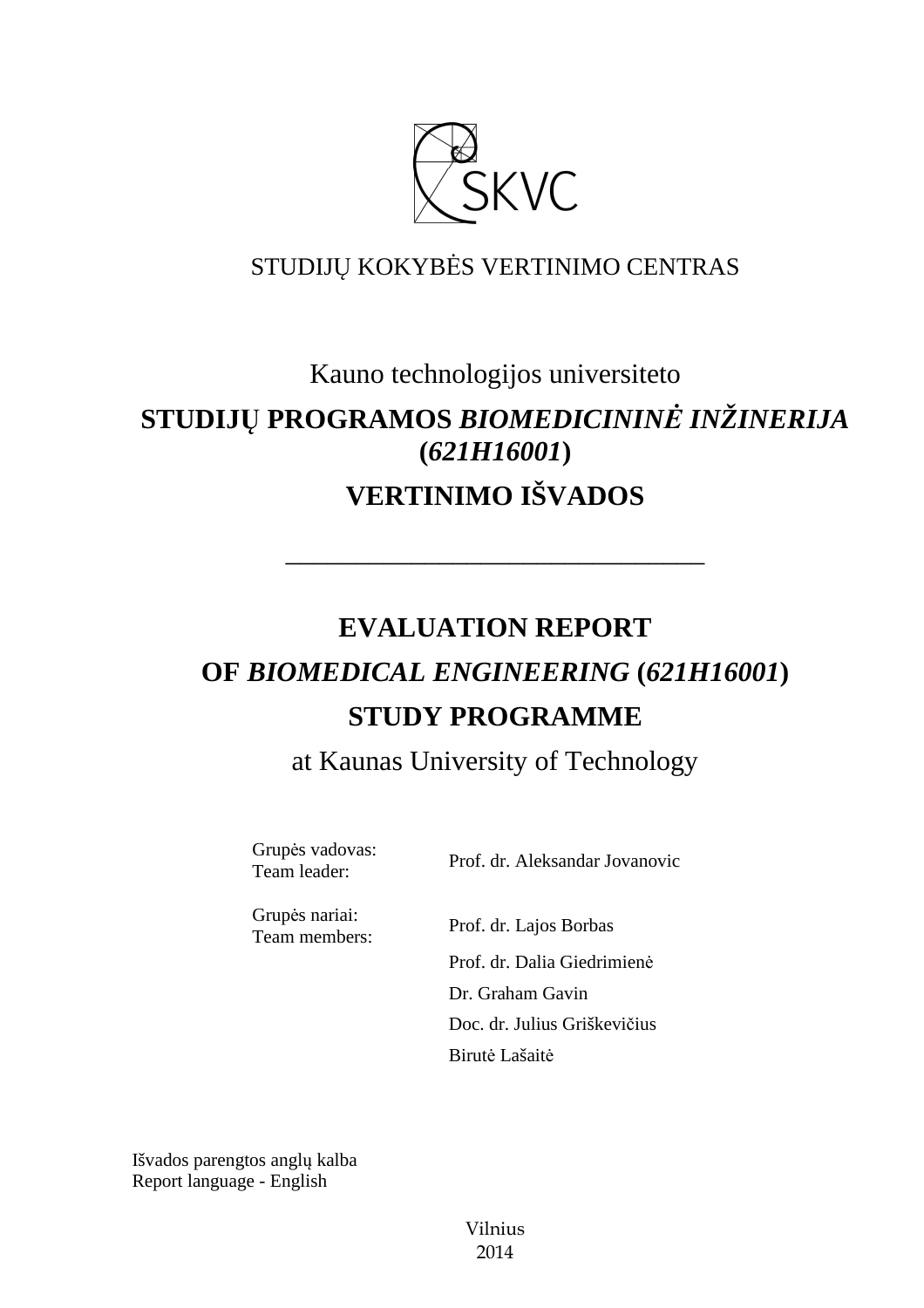SKVC

STUDIJŲ KOKYBĖS VERTINIMO CENTRAS

Kauno technologijos universiteto

# STUDIJŲ PROGRAMOS *BIOMEDICININĖ INŽINERIJA* (*621H16001*)

# VERTINIMO IŠVADOS

---

# EVALUATION REPORT

# OF *BIOMEDICAL ENGINEERING* (*621H16001*)

# STUDY PROGRAMME

at Kaunas University of Technology

| | |
|---|---|
| Grupės vadovas:<br>Team leader: | Prof. dr. Aleksandar Jovanovic |
| Grupės nariai:<br>Team members: | Prof. dr. Lajos Borbas |
| | Prof. dr. Dalia Giedrimienė |
| | Dr. Graham Gavin |
| | Doc. dr. Julius Griškevičius |
| | Birutė Lašaitė |

Išvados parengtos anglų kalba
Report language - English

Vilnius
2014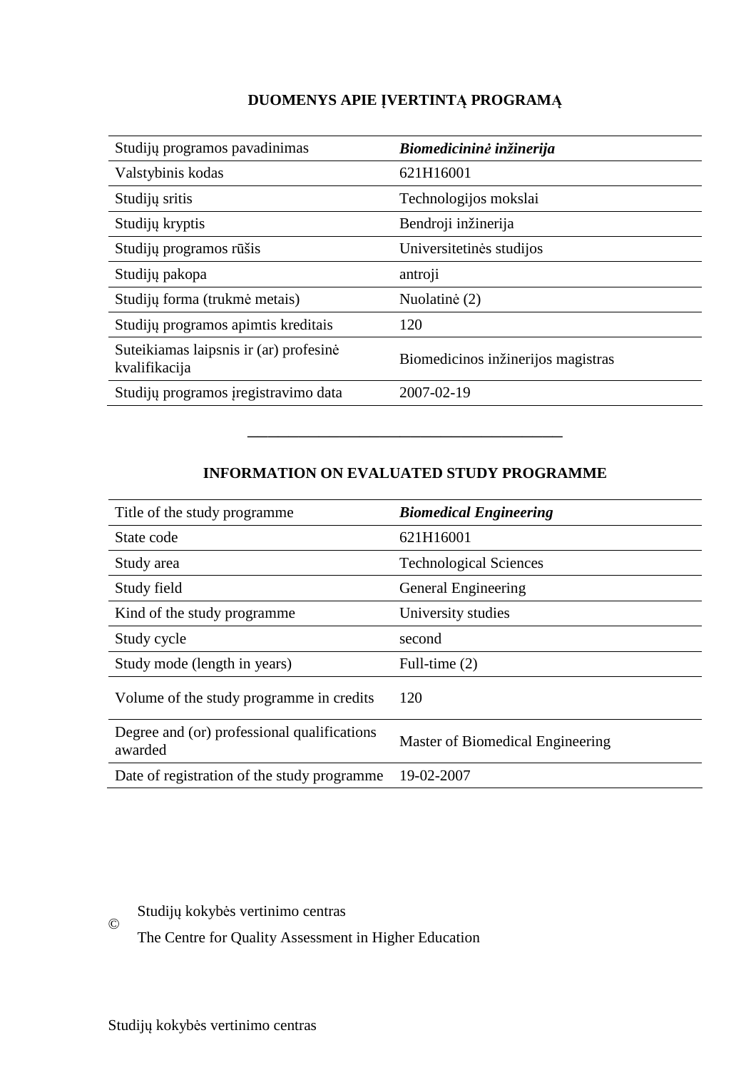## DUOMENYS APIE ĮVERTINTĄ PROGRAMĄ

| | |
|---|---|
| Studijų programos pavadinimas | ***Biomedicininė inžinerija*** |
| Valstybinis kodas | 621H16001 |
| Studijų sritis | Technologijos mokslai |
| Studijų kryptis | Bendroji inžinerija |
| Studijų programos rūšis | Universitetinės studijos |
| Studijų pakopa | antroji |
| Studijų forma (trukmė metais) | Nuolatinė (2) |
| Studijų programos apimtis kreditais | 120 |
| Suteikiamas laipsnis ir (ar) profesinė kvalifikacija | Biomedicinos inžinerijos magistras |
| Studijų programos įregistravimo data | 2007-02-19 |

---

## INFORMATION ON EVALUATED STUDY PROGRAMME

| | |
|---|---|
| Title of the study programme | ***Biomedical Engineering*** |
| State code | 621H16001 |
| Study area | Technological Sciences |
| Study field | General Engineering |
| Kind of the study programme | University studies |
| Study cycle | second |
| Study mode (length in years) | Full-time (2) |
| Volume of the study programme in credits | 120 |
| Degree and (or) professional qualifications awarded | Master of Biomedical Engineering |
| Date of registration of the study programme | 19-02-2007 |

© Studijų kokybės vertinimo centras
The Centre for Quality Assessment in Higher Education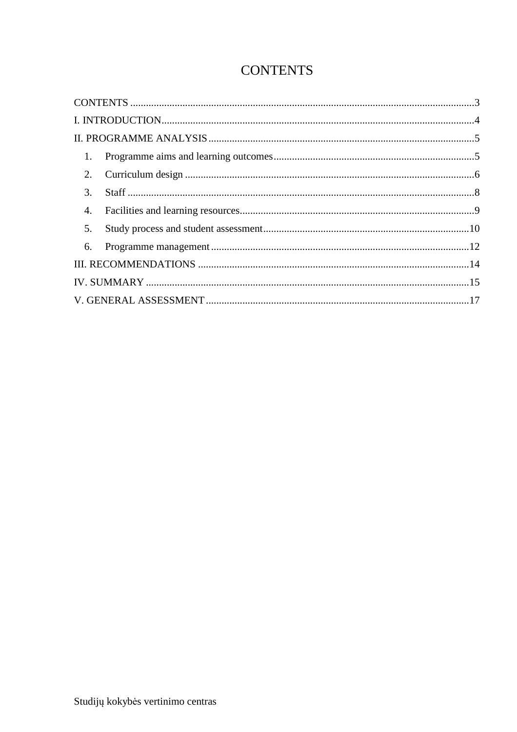# CONTENTS

CONTENTS ....................................................................................................................................3

I. INTRODUCTION........................................................................................................................4

II. PROGRAMME ANALYSIS......................................................................................................5

1. Programme aims and learning outcomes.............................................................................5
2. Curriculum design ...............................................................................................................6
3. Staff .....................................................................................................................................8
4. Facilities and learning resources..........................................................................................9
5. Study process and student assessment................................................................................10
6. Programme management....................................................................................................12

III. RECOMMENDATIONS ........................................................................................................14

IV. SUMMARY ............................................................................................................................15

V. GENERAL ASSESSMENT.....................................................................................................17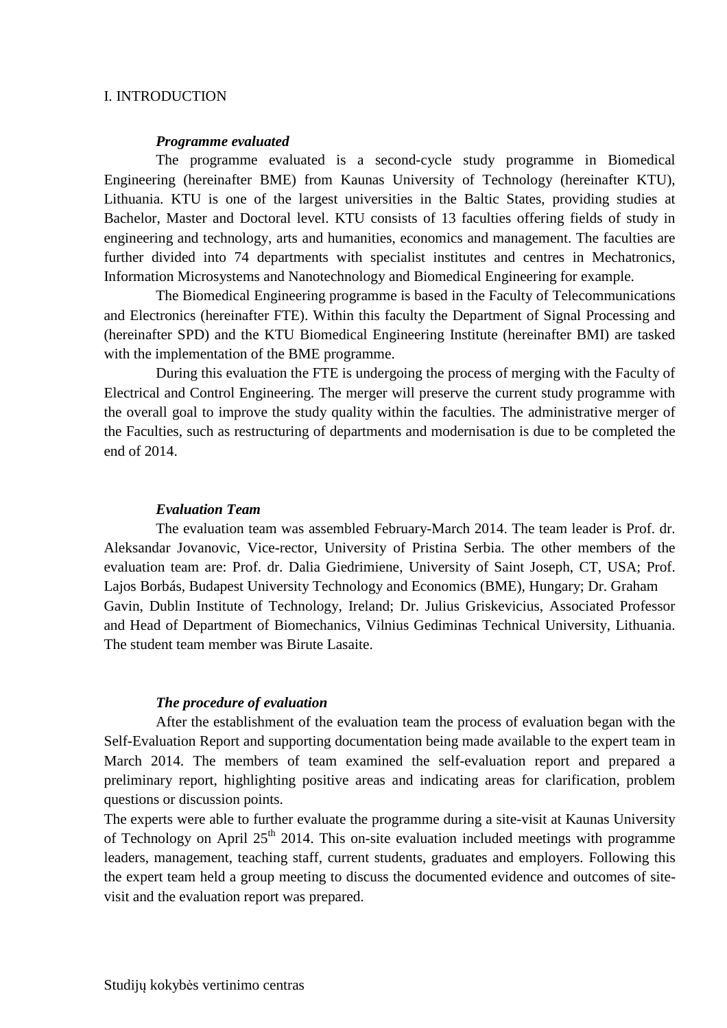I. INTRODUCTION

***Programme evaluated***

The programme evaluated is a second-cycle study programme in Biomedical Engineering (hereinafter BME) from Kaunas University of Technology (hereinafter KTU), Lithuania. KTU is one of the largest universities in the Baltic States, providing studies at Bachelor, Master and Doctoral level. KTU consists of 13 faculties offering fields of study in engineering and technology, arts and humanities, economics and management. The faculties are further divided into 74 departments with specialist institutes and centres in Mechatronics, Information Microsystems and Nanotechnology and Biomedical Engineering for example.

The Biomedical Engineering programme is based in the Faculty of Telecommunications and Electronics (hereinafter FTE). Within this faculty the Department of Signal Processing and (hereinafter SPD) and the KTU Biomedical Engineering Institute (hereinafter BMI) are tasked with the implementation of the BME programme.

During this evaluation the FTE is undergoing the process of merging with the Faculty of Electrical and Control Engineering. The merger will preserve the current study programme with the overall goal to improve the study quality within the faculties. The administrative merger of the Faculties, such as restructuring of departments and modernisation is due to be completed the end of 2014.

***Evaluation Team***

The evaluation team was assembled February-March 2014. The team leader is Prof. dr. Aleksandar Jovanovic, Vice-rector, University of Pristina Serbia. The other members of the evaluation team are: Prof. dr. Dalia Giedrimiene, University of Saint Joseph, CT, USA; Prof. Lajos Borbás, Budapest University Technology and Economics (BME), Hungary; Dr. Graham Gavin, Dublin Institute of Technology, Ireland; Dr. Julius Griskevicius, Associated Professor and Head of Department of Biomechanics, Vilnius Gediminas Technical University, Lithuania. The student team member was Birute Lasaite.

***The procedure of evaluation***

After the establishment of the evaluation team the process of evaluation began with the Self-Evaluation Report and supporting documentation being made available to the expert team in March 2014. The members of team examined the self-evaluation report and prepared a preliminary report, highlighting positive areas and indicating areas for clarification, problem questions or discussion points.

The experts were able to further evaluate the programme during a site-visit at Kaunas University of Technology on April 25th 2014. This on-site evaluation included meetings with programme leaders, management, teaching staff, current students, graduates and employers. Following this the expert team held a group meeting to discuss the documented evidence and outcomes of site-visit and the evaluation report was prepared.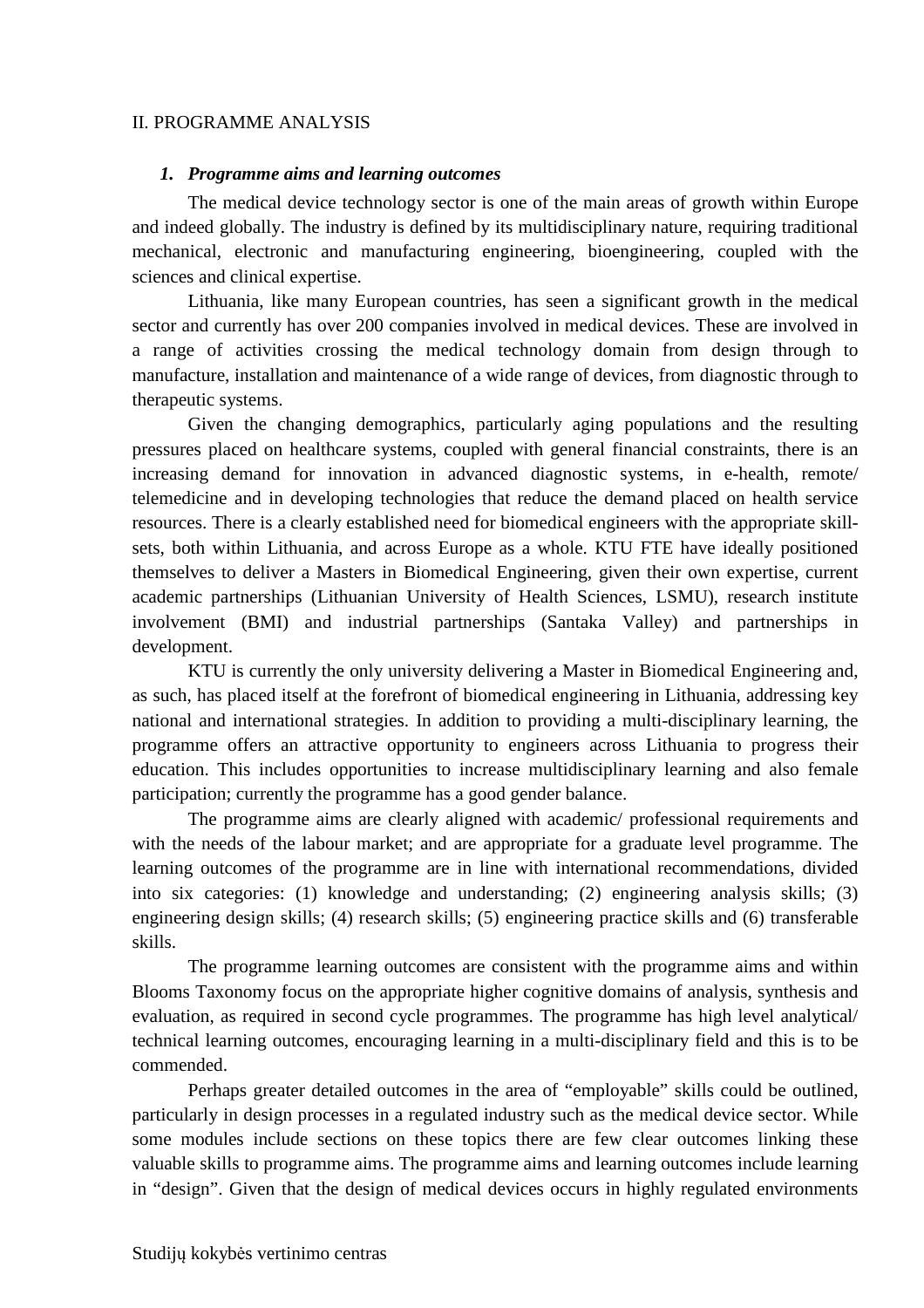II. PROGRAMME ANALYSIS

### 1. *Programme aims and learning outcomes*

The medical device technology sector is one of the main areas of growth within Europe and indeed globally. The industry is defined by its multidisciplinary nature, requiring traditional mechanical, electronic and manufacturing engineering, bioengineering, coupled with the sciences and clinical expertise.

Lithuania, like many European countries, has seen a significant growth in the medical sector and currently has over 200 companies involved in medical devices. These are involved in a range of activities crossing the medical technology domain from design through to manufacture, installation and maintenance of a wide range of devices, from diagnostic through to therapeutic systems.

Given the changing demographics, particularly aging populations and the resulting pressures placed on healthcare systems, coupled with general financial constraints, there is an increasing demand for innovation in advanced diagnostic systems, in e-health, remote/ telemedicine and in developing technologies that reduce the demand placed on health service resources. There is a clearly established need for biomedical engineers with the appropriate skill-sets, both within Lithuania, and across Europe as a whole. KTU FTE have ideally positioned themselves to deliver a Masters in Biomedical Engineering, given their own expertise, current academic partnerships (Lithuanian University of Health Sciences, LSMU), research institute involvement (BMI) and industrial partnerships (Santaka Valley) and partnerships in development.

KTU is currently the only university delivering a Master in Biomedical Engineering and, as such, has placed itself at the forefront of biomedical engineering in Lithuania, addressing key national and international strategies. In addition to providing a multi-disciplinary learning, the programme offers an attractive opportunity to engineers across Lithuania to progress their education. This includes opportunities to increase multidisciplinary learning and also female participation; currently the programme has a good gender balance.

The programme aims are clearly aligned with academic/ professional requirements and with the needs of the labour market; and are appropriate for a graduate level programme. The learning outcomes of the programme are in line with international recommendations, divided into six categories: (1) knowledge and understanding; (2) engineering analysis skills; (3) engineering design skills; (4) research skills; (5) engineering practice skills and (6) transferable skills.

The programme learning outcomes are consistent with the programme aims and within Blooms Taxonomy focus on the appropriate higher cognitive domains of analysis, synthesis and evaluation, as required in second cycle programmes. The programme has high level analytical/ technical learning outcomes, encouraging learning in a multi-disciplinary field and this is to be commended.

Perhaps greater detailed outcomes in the area of "employable" skills could be outlined, particularly in design processes in a regulated industry such as the medical device sector. While some modules include sections on these topics there are few clear outcomes linking these valuable skills to programme aims. The programme aims and learning outcomes include learning in "design". Given that the design of medical devices occurs in highly regulated environments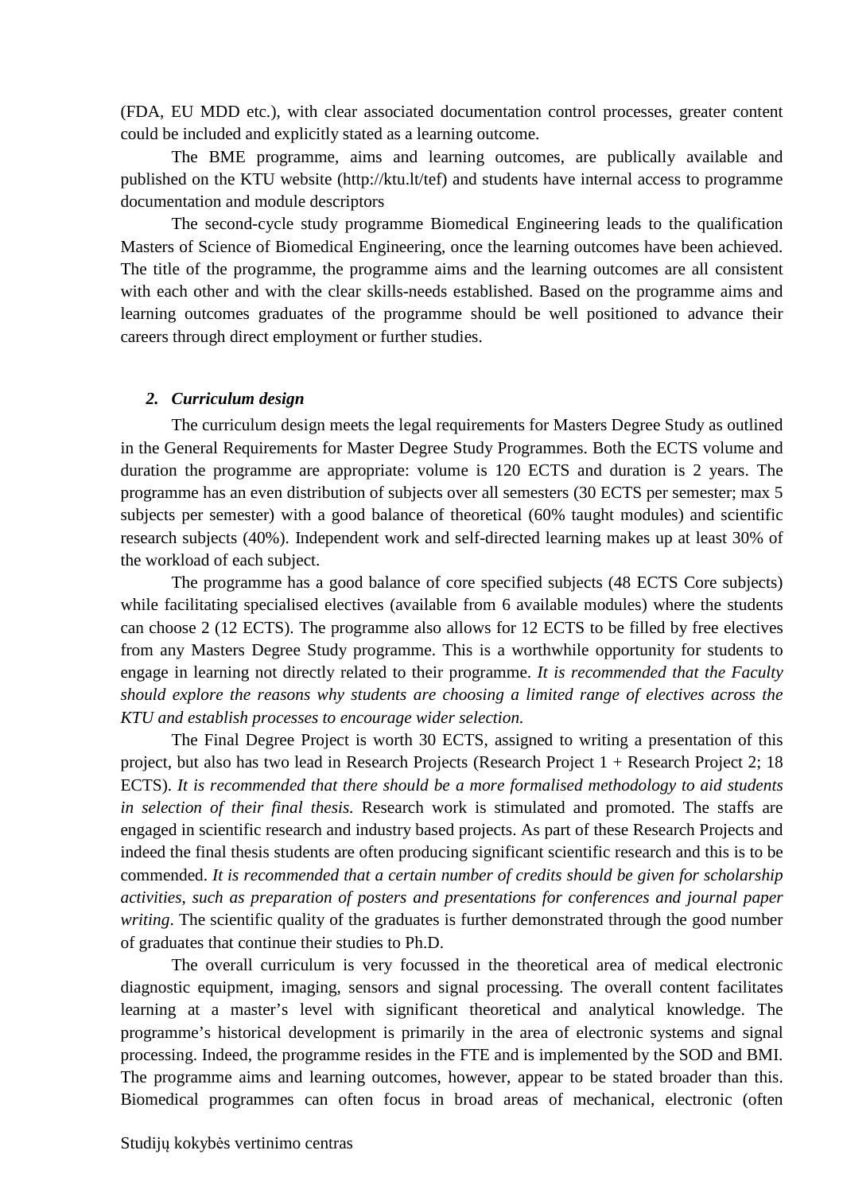(FDA, EU MDD etc.), with clear associated documentation control processes, greater content could be included and explicitly stated as a learning outcome.

The BME programme, aims and learning outcomes, are publically available and published on the KTU website (http://ktu.lt/tef) and students have internal access to programme documentation and module descriptors

The second-cycle study programme Biomedical Engineering leads to the qualification Masters of Science of Biomedical Engineering, once the learning outcomes have been achieved. The title of the programme, the programme aims and the learning outcomes are all consistent with each other and with the clear skills-needs established. Based on the programme aims and learning outcomes graduates of the programme should be well positioned to advance their careers through direct employment or further studies.

***2. Curriculum design***

The curriculum design meets the legal requirements for Masters Degree Study as outlined in the General Requirements for Master Degree Study Programmes. Both the ECTS volume and duration the programme are appropriate: volume is 120 ECTS and duration is 2 years. The programme has an even distribution of subjects over all semesters (30 ECTS per semester; max 5 subjects per semester) with a good balance of theoretical (60% taught modules) and scientific research subjects (40%). Independent work and self-directed learning makes up at least 30% of the workload of each subject.

The programme has a good balance of core specified subjects (48 ECTS Core subjects) while facilitating specialised electives (available from 6 available modules) where the students can choose 2 (12 ECTS). The programme also allows for 12 ECTS to be filled by free electives from any Masters Degree Study programme. This is a worthwhile opportunity for students to engage in learning not directly related to their programme. *It is recommended that the Faculty should explore the reasons why students are choosing a limited range of electives across the KTU and establish processes to encourage wider selection.*

The Final Degree Project is worth 30 ECTS, assigned to writing a presentation of this project, but also has two lead in Research Projects (Research Project 1 + Research Project 2; 18 ECTS). *It is recommended that there should be a more formalised methodology to aid students in selection of their final thesis.* Research work is stimulated and promoted. The staffs are engaged in scientific research and industry based projects. As part of these Research Projects and indeed the final thesis students are often producing significant scientific research and this is to be commended. *It is recommended that a certain number of credits should be given for scholarship activities, such as preparation of posters and presentations for conferences and journal paper writing*. The scientific quality of the graduates is further demonstrated through the good number of graduates that continue their studies to Ph.D.

The overall curriculum is very focussed in the theoretical area of medical electronic diagnostic equipment, imaging, sensors and signal processing. The overall content facilitates learning at a master's level with significant theoretical and analytical knowledge. The programme's historical development is primarily in the area of electronic systems and signal processing. Indeed, the programme resides in the FTE and is implemented by the SOD and BMI. The programme aims and learning outcomes, however, appear to be stated broader than this. Biomedical programmes can often focus in broad areas of mechanical, electronic (often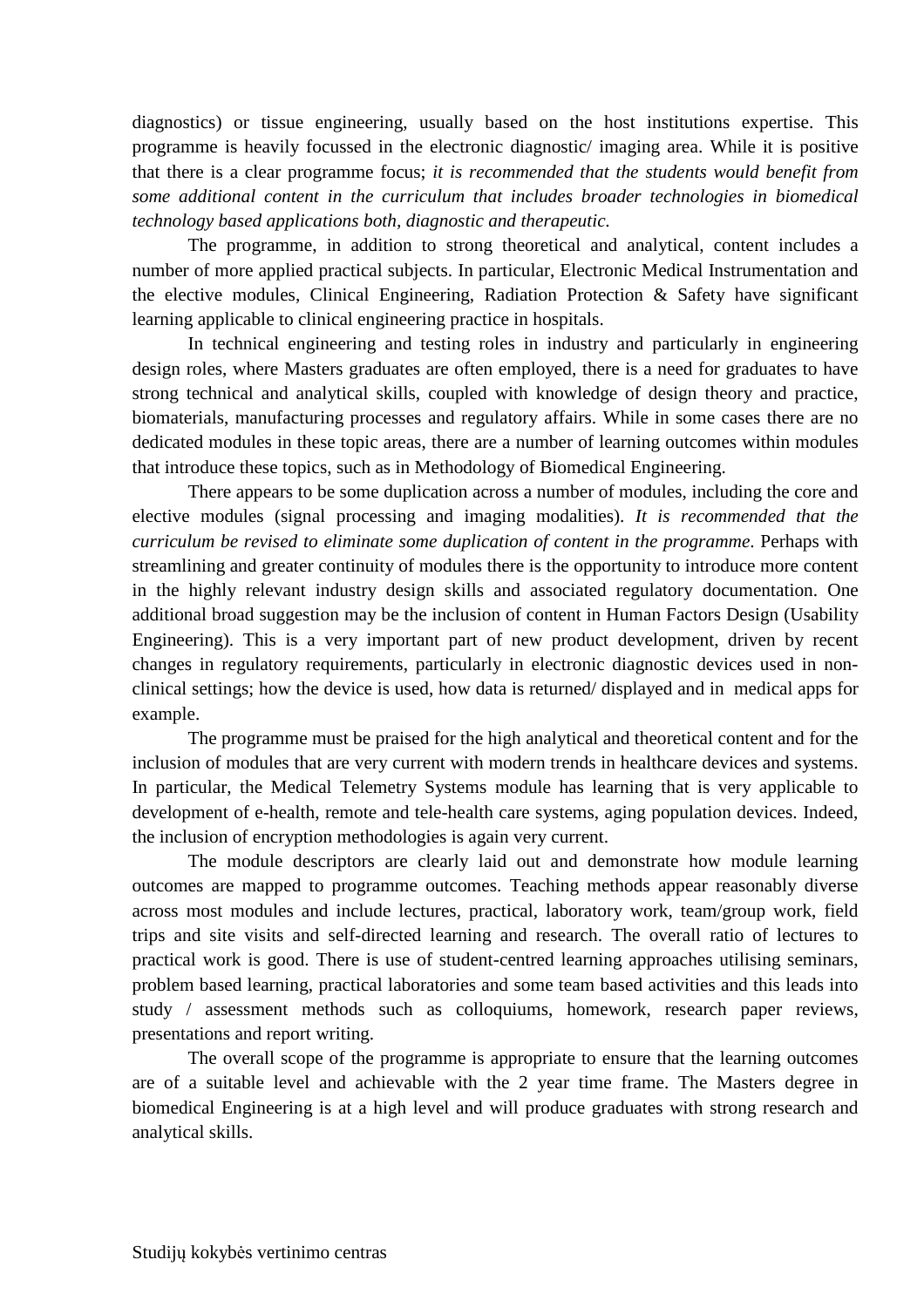diagnostics) or tissue engineering, usually based on the host institutions expertise. This programme is heavily focussed in the electronic diagnostic/ imaging area. While it is positive that there is a clear programme focus; *it is recommended that the students would benefit from some additional content in the curriculum that includes broader technologies in biomedical technology based applications both, diagnostic and therapeutic.*

The programme, in addition to strong theoretical and analytical, content includes a number of more applied practical subjects. In particular, Electronic Medical Instrumentation and the elective modules, Clinical Engineering, Radiation Protection & Safety have significant learning applicable to clinical engineering practice in hospitals.

In technical engineering and testing roles in industry and particularly in engineering design roles, where Masters graduates are often employed, there is a need for graduates to have strong technical and analytical skills, coupled with knowledge of design theory and practice, biomaterials, manufacturing processes and regulatory affairs. While in some cases there are no dedicated modules in these topic areas, there are a number of learning outcomes within modules that introduce these topics, such as in Methodology of Biomedical Engineering.

There appears to be some duplication across a number of modules, including the core and elective modules (signal processing and imaging modalities). *It is recommended that the curriculum be revised to eliminate some duplication of content in the programme.* Perhaps with streamlining and greater continuity of modules there is the opportunity to introduce more content in the highly relevant industry design skills and associated regulatory documentation. One additional broad suggestion may be the inclusion of content in Human Factors Design (Usability Engineering). This is a very important part of new product development, driven by recent changes in regulatory requirements, particularly in electronic diagnostic devices used in non-clinical settings; how the device is used, how data is returned/ displayed and in medical apps for example.

The programme must be praised for the high analytical and theoretical content and for the inclusion of modules that are very current with modern trends in healthcare devices and systems. In particular, the Medical Telemetry Systems module has learning that is very applicable to development of e-health, remote and tele-health care systems, aging population devices. Indeed, the inclusion of encryption methodologies is again very current.

The module descriptors are clearly laid out and demonstrate how module learning outcomes are mapped to programme outcomes. Teaching methods appear reasonably diverse across most modules and include lectures, practical, laboratory work, team/group work, field trips and site visits and self-directed learning and research. The overall ratio of lectures to practical work is good. There is use of student-centred learning approaches utilising seminars, problem based learning, practical laboratories and some team based activities and this leads into study / assessment methods such as colloquiums, homework, research paper reviews, presentations and report writing.

The overall scope of the programme is appropriate to ensure that the learning outcomes are of a suitable level and achievable with the 2 year time frame. The Masters degree in biomedical Engineering is at a high level and will produce graduates with strong research and analytical skills.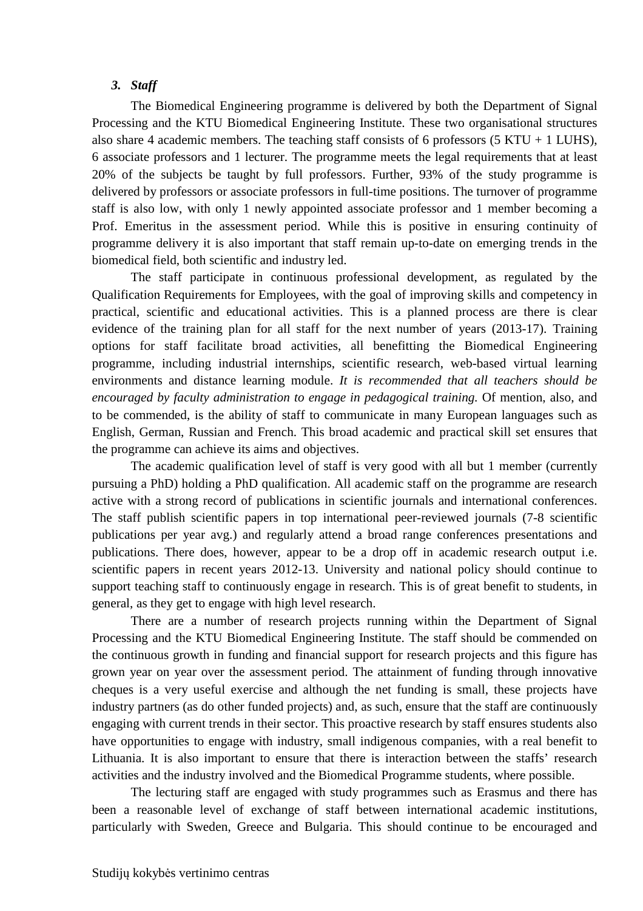### 3. *Staff*

The Biomedical Engineering programme is delivered by both the Department of Signal Processing and the KTU Biomedical Engineering Institute. These two organisational structures also share 4 academic members. The teaching staff consists of 6 professors (5 KTU + 1 LUHS), 6 associate professors and 1 lecturer. The programme meets the legal requirements that at least 20% of the subjects be taught by full professors. Further, 93% of the study programme is delivered by professors or associate professors in full-time positions. The turnover of programme staff is also low, with only 1 newly appointed associate professor and 1 member becoming a Prof. Emeritus in the assessment period. While this is positive in ensuring continuity of programme delivery it is also important that staff remain up-to-date on emerging trends in the biomedical field, both scientific and industry led.

The staff participate in continuous professional development, as regulated by the Qualification Requirements for Employees, with the goal of improving skills and competency in practical, scientific and educational activities. This is a planned process are there is clear evidence of the training plan for all staff for the next number of years (2013-17). Training options for staff facilitate broad activities, all benefitting the Biomedical Engineering programme, including industrial internships, scientific research, web-based virtual learning environments and distance learning module. *It is recommended that all teachers should be encouraged by faculty administration to engage in pedagogical training.* Of mention, also, and to be commended, is the ability of staff to communicate in many European languages such as English, German, Russian and French. This broad academic and practical skill set ensures that the programme can achieve its aims and objectives.

The academic qualification level of staff is very good with all but 1 member (currently pursuing a PhD) holding a PhD qualification. All academic staff on the programme are research active with a strong record of publications in scientific journals and international conferences. The staff publish scientific papers in top international peer-reviewed journals (7-8 scientific publications per year avg.) and regularly attend a broad range conferences presentations and publications. There does, however, appear to be a drop off in academic research output i.e. scientific papers in recent years 2012-13. University and national policy should continue to support teaching staff to continuously engage in research. This is of great benefit to students, in general, as they get to engage with high level research.

There are a number of research projects running within the Department of Signal Processing and the KTU Biomedical Engineering Institute. The staff should be commended on the continuous growth in funding and financial support for research projects and this figure has grown year on year over the assessment period. The attainment of funding through innovative cheques is a very useful exercise and although the net funding is small, these projects have industry partners (as do other funded projects) and, as such, ensure that the staff are continuously engaging with current trends in their sector. This proactive research by staff ensures students also have opportunities to engage with industry, small indigenous companies, with a real benefit to Lithuania. It is also important to ensure that there is interaction between the staffs' research activities and the industry involved and the Biomedical Programme students, where possible.

The lecturing staff are engaged with study programmes such as Erasmus and there has been a reasonable level of exchange of staff between international academic institutions, particularly with Sweden, Greece and Bulgaria. This should continue to be encouraged and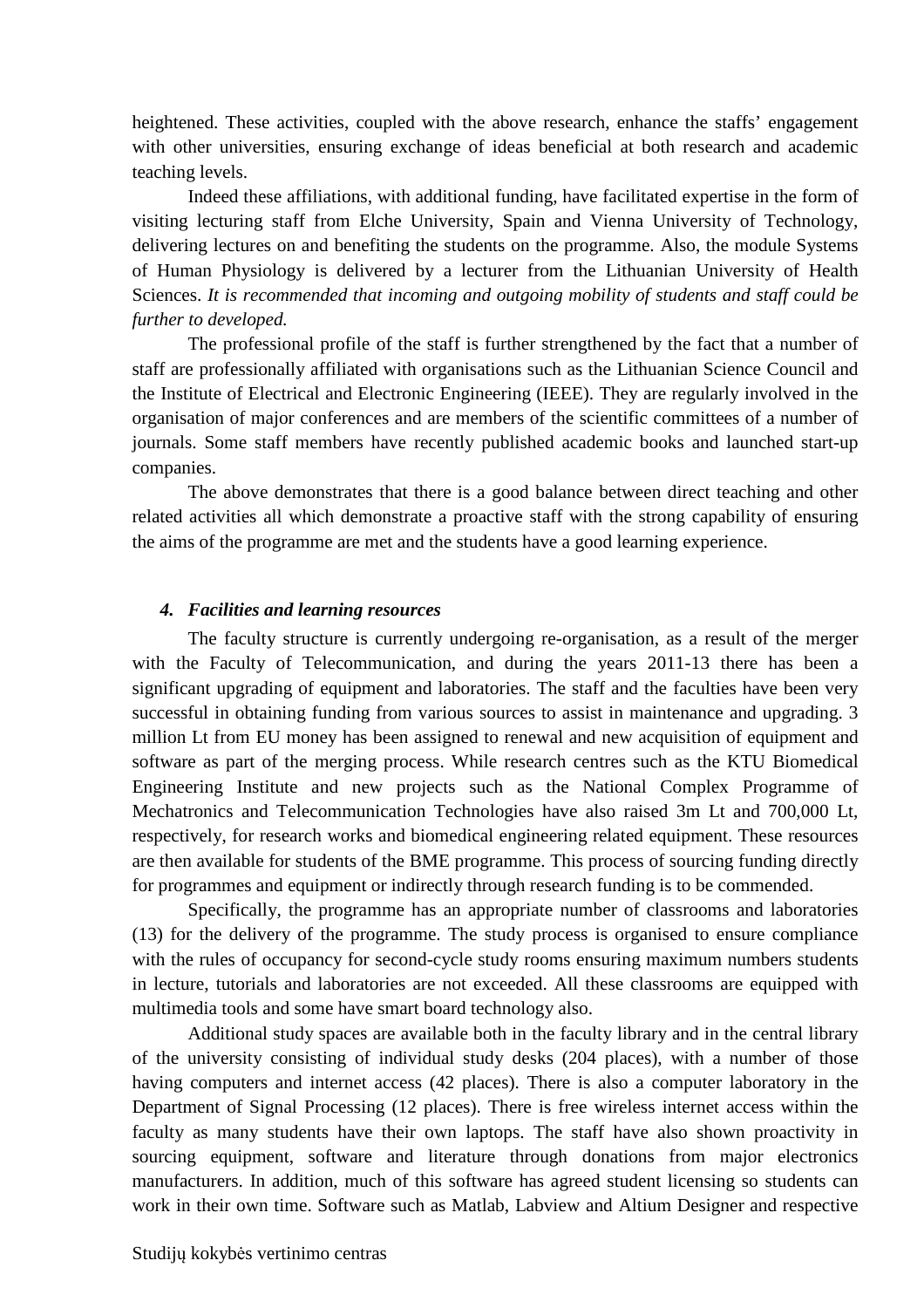heightened. These activities, coupled with the above research, enhance the staffs' engagement with other universities, ensuring exchange of ideas beneficial at both research and academic teaching levels.

Indeed these affiliations, with additional funding, have facilitated expertise in the form of visiting lecturing staff from Elche University, Spain and Vienna University of Technology, delivering lectures on and benefiting the students on the programme. Also, the module Systems of Human Physiology is delivered by a lecturer from the Lithuanian University of Health Sciences. *It is recommended that incoming and outgoing mobility of students and staff could be further to developed.*

The professional profile of the staff is further strengthened by the fact that a number of staff are professionally affiliated with organisations such as the Lithuanian Science Council and the Institute of Electrical and Electronic Engineering (IEEE). They are regularly involved in the organisation of major conferences and are members of the scientific committees of a number of journals. Some staff members have recently published academic books and launched start-up companies.

The above demonstrates that there is a good balance between direct teaching and other related activities all which demonstrate a proactive staff with the strong capability of ensuring the aims of the programme are met and the students have a good learning experience.

### *4. Facilities and learning resources*

The faculty structure is currently undergoing re-organisation, as a result of the merger with the Faculty of Telecommunication, and during the years 2011-13 there has been a significant upgrading of equipment and laboratories. The staff and the faculties have been very successful in obtaining funding from various sources to assist in maintenance and upgrading. 3 million Lt from EU money has been assigned to renewal and new acquisition of equipment and software as part of the merging process. While research centres such as the KTU Biomedical Engineering Institute and new projects such as the National Complex Programme of Mechatronics and Telecommunication Technologies have also raised 3m Lt and 700,000 Lt, respectively, for research works and biomedical engineering related equipment. These resources are then available for students of the BME programme. This process of sourcing funding directly for programmes and equipment or indirectly through research funding is to be commended.

Specifically, the programme has an appropriate number of classrooms and laboratories (13) for the delivery of the programme. The study process is organised to ensure compliance with the rules of occupancy for second-cycle study rooms ensuring maximum numbers students in lecture, tutorials and laboratories are not exceeded. All these classrooms are equipped with multimedia tools and some have smart board technology also.

Additional study spaces are available both in the faculty library and in the central library of the university consisting of individual study desks (204 places), with a number of those having computers and internet access (42 places). There is also a computer laboratory in the Department of Signal Processing (12 places). There is free wireless internet access within the faculty as many students have their own laptops. The staff have also shown proactivity in sourcing equipment, software and literature through donations from major electronics manufacturers. In addition, much of this software has agreed student licensing so students can work in their own time. Software such as Matlab, Labview and Altium Designer and respective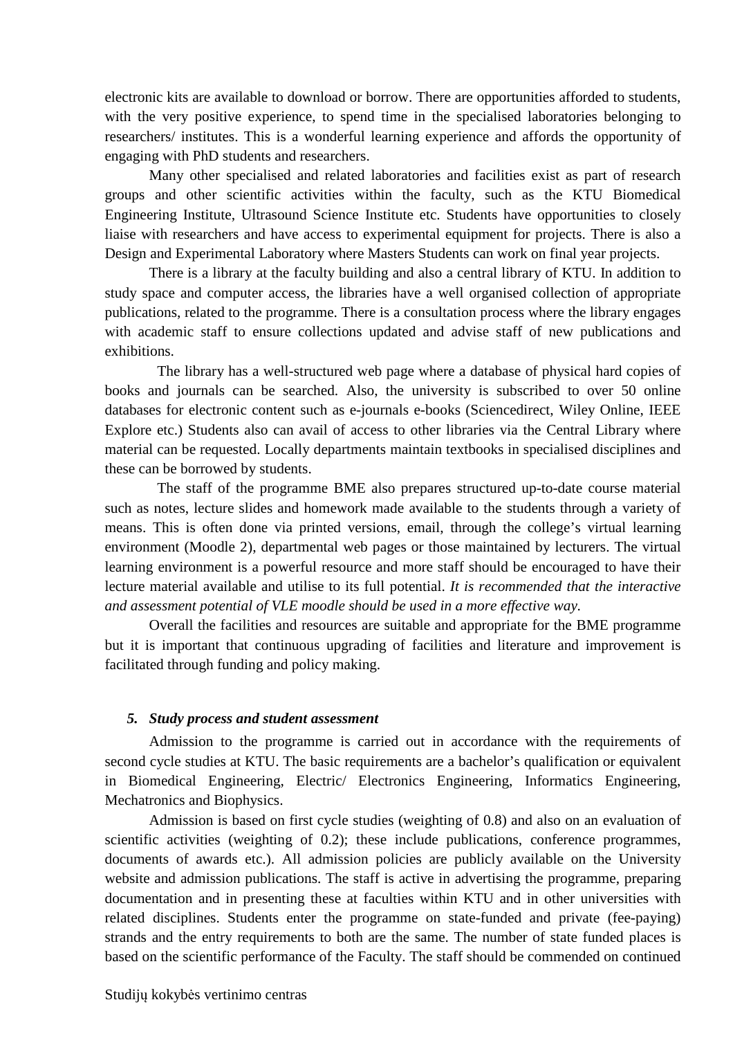electronic kits are available to download or borrow. There are opportunities afforded to students, with the very positive experience, to spend time in the specialised laboratories belonging to researchers/ institutes. This is a wonderful learning experience and affords the opportunity of engaging with PhD students and researchers.

Many other specialised and related laboratories and facilities exist as part of research groups and other scientific activities within the faculty, such as the KTU Biomedical Engineering Institute, Ultrasound Science Institute etc. Students have opportunities to closely liaise with researchers and have access to experimental equipment for projects. There is also a Design and Experimental Laboratory where Masters Students can work on final year projects.

There is a library at the faculty building and also a central library of KTU. In addition to study space and computer access, the libraries have a well organised collection of appropriate publications, related to the programme. There is a consultation process where the library engages with academic staff to ensure collections updated and advise staff of new publications and exhibitions.

The library has a well-structured web page where a database of physical hard copies of books and journals can be searched. Also, the university is subscribed to over 50 online databases for electronic content such as e-journals e-books (Sciencedirect, Wiley Online, IEEE Explore etc.) Students also can avail of access to other libraries via the Central Library where material can be requested. Locally departments maintain textbooks in specialised disciplines and these can be borrowed by students.

The staff of the programme BME also prepares structured up-to-date course material such as notes, lecture slides and homework made available to the students through a variety of means. This is often done via printed versions, email, through the college's virtual learning environment (Moodle 2), departmental web pages or those maintained by lecturers. The virtual learning environment is a powerful resource and more staff should be encouraged to have their lecture material available and utilise to its full potential. *It is recommended that the interactive and assessment potential of VLE moodle should be used in a more effective way.*

Overall the facilities and resources are suitable and appropriate for the BME programme but it is important that continuous upgrading of facilities and literature and improvement is facilitated through funding and policy making.

### 5. *Study process and student assessment*

Admission to the programme is carried out in accordance with the requirements of second cycle studies at KTU. The basic requirements are a bachelor's qualification or equivalent in Biomedical Engineering, Electric/ Electronics Engineering, Informatics Engineering, Mechatronics and Biophysics.

Admission is based on first cycle studies (weighting of 0.8) and also on an evaluation of scientific activities (weighting of 0.2); these include publications, conference programmes, documents of awards etc.). All admission policies are publicly available on the University website and admission publications. The staff is active in advertising the programme, preparing documentation and in presenting these at faculties within KTU and in other universities with related disciplines. Students enter the programme on state-funded and private (fee-paying) strands and the entry requirements to both are the same. The number of state funded places is based on the scientific performance of the Faculty. The staff should be commended on continued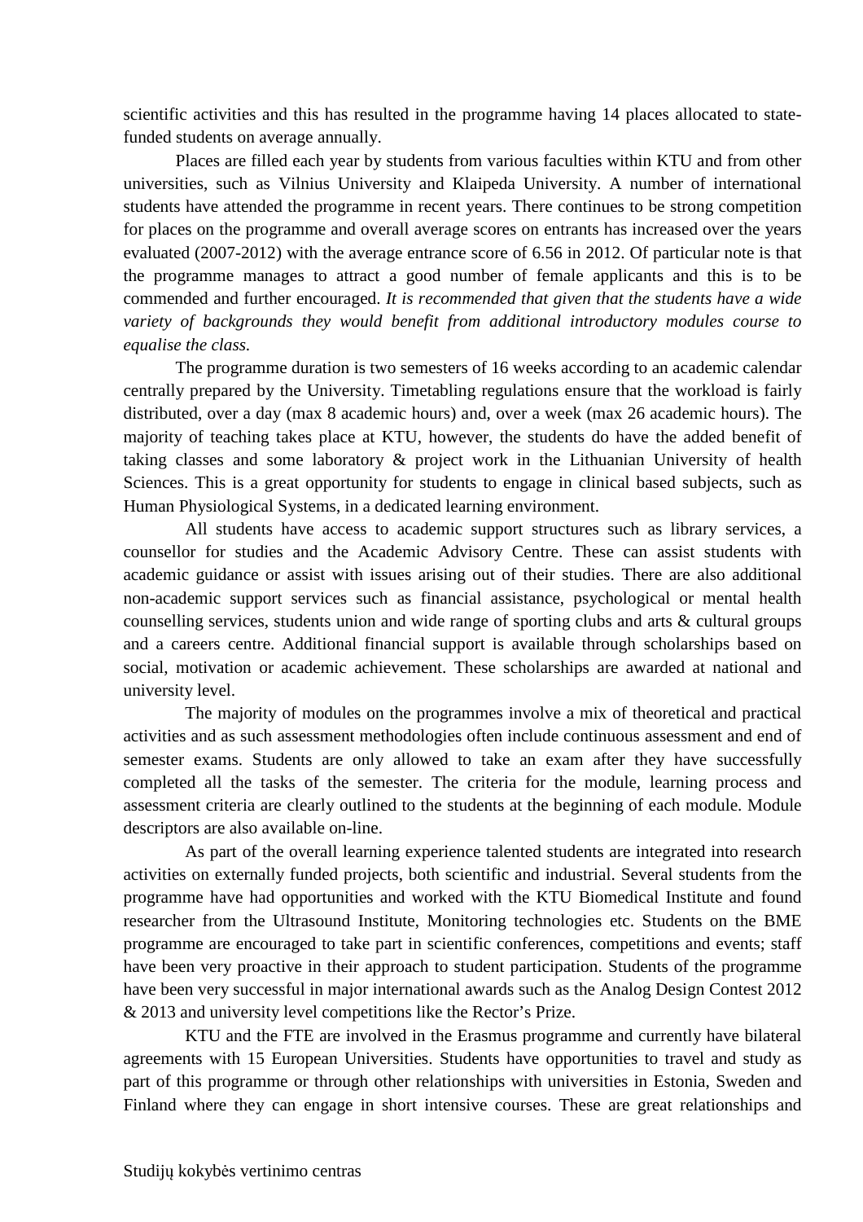scientific activities and this has resulted in the programme having 14 places allocated to state-funded students on average annually.

Places are filled each year by students from various faculties within KTU and from other universities, such as Vilnius University and Klaipeda University. A number of international students have attended the programme in recent years. There continues to be strong competition for places on the programme and overall average scores on entrants has increased over the years evaluated (2007-2012) with the average entrance score of 6.56 in 2012. Of particular note is that the programme manages to attract a good number of female applicants and this is to be commended and further encouraged. *It is recommended that given that the students have a wide variety of backgrounds they would benefit from additional introductory modules course to equalise the class.*

The programme duration is two semesters of 16 weeks according to an academic calendar centrally prepared by the University. Timetabling regulations ensure that the workload is fairly distributed, over a day (max 8 academic hours) and, over a week (max 26 academic hours). The majority of teaching takes place at KTU, however, the students do have the added benefit of taking classes and some laboratory & project work in the Lithuanian University of health Sciences. This is a great opportunity for students to engage in clinical based subjects, such as Human Physiological Systems, in a dedicated learning environment.

All students have access to academic support structures such as library services, a counsellor for studies and the Academic Advisory Centre. These can assist students with academic guidance or assist with issues arising out of their studies. There are also additional non-academic support services such as financial assistance, psychological or mental health counselling services, students union and wide range of sporting clubs and arts & cultural groups and a careers centre. Additional financial support is available through scholarships based on social, motivation or academic achievement. These scholarships are awarded at national and university level.

The majority of modules on the programmes involve a mix of theoretical and practical activities and as such assessment methodologies often include continuous assessment and end of semester exams. Students are only allowed to take an exam after they have successfully completed all the tasks of the semester. The criteria for the module, learning process and assessment criteria are clearly outlined to the students at the beginning of each module. Module descriptors are also available on-line.

As part of the overall learning experience talented students are integrated into research activities on externally funded projects, both scientific and industrial. Several students from the programme have had opportunities and worked with the KTU Biomedical Institute and found researcher from the Ultrasound Institute, Monitoring technologies etc. Students on the BME programme are encouraged to take part in scientific conferences, competitions and events; staff have been very proactive in their approach to student participation. Students of the programme have been very successful in major international awards such as the Analog Design Contest 2012 & 2013 and university level competitions like the Rector's Prize.

KTU and the FTE are involved in the Erasmus programme and currently have bilateral agreements with 15 European Universities. Students have opportunities to travel and study as part of this programme or through other relationships with universities in Estonia, Sweden and Finland where they can engage in short intensive courses. These are great relationships and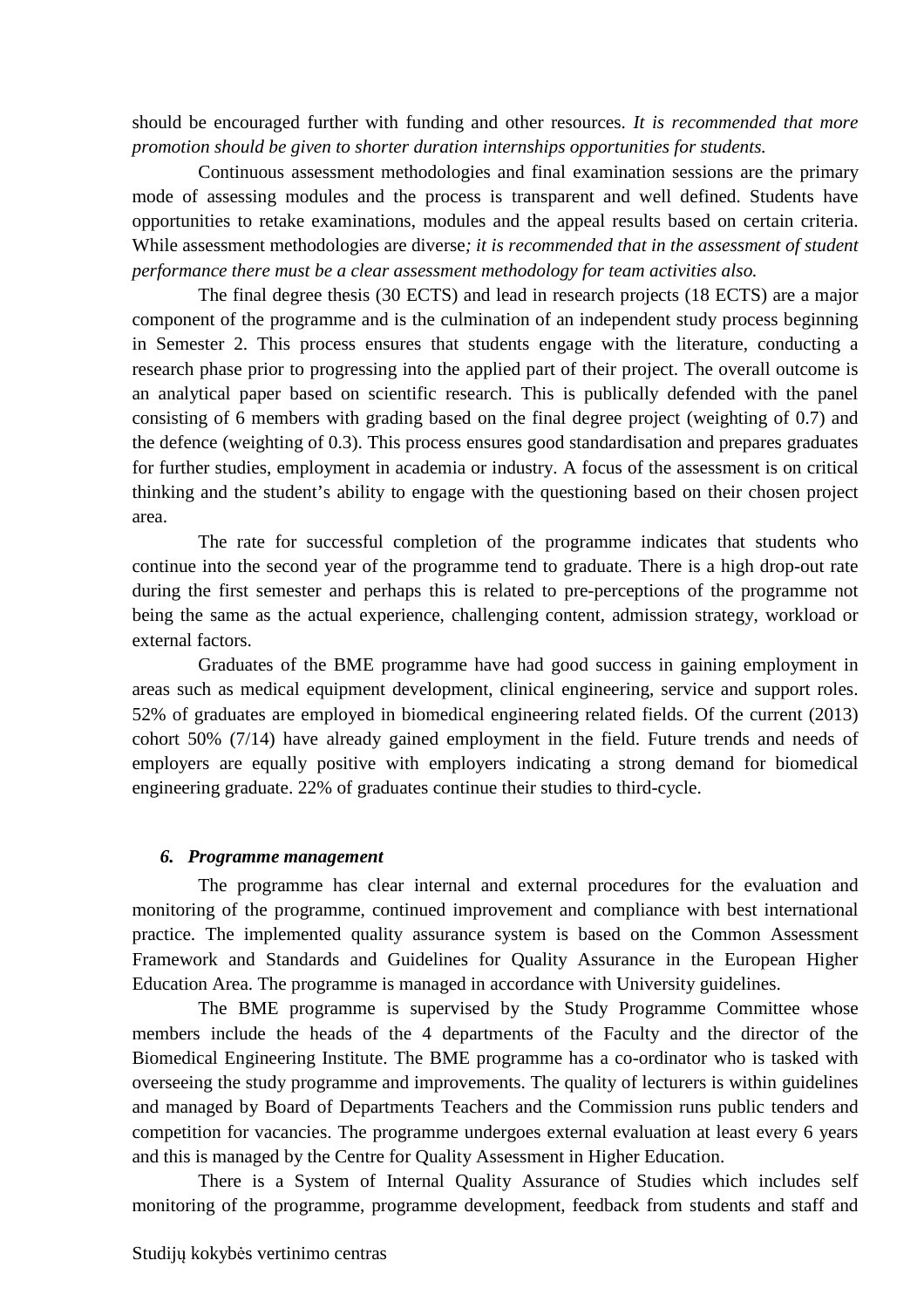should be encouraged further with funding and other resources. *It is recommended that more promotion should be given to shorter duration internships opportunities for students.*

Continuous assessment methodologies and final examination sessions are the primary mode of assessing modules and the process is transparent and well defined. Students have opportunities to retake examinations, modules and the appeal results based on certain criteria. While assessment methodologies are diverse*; it is recommended that in the assessment of student performance there must be a clear assessment methodology for team activities also.*

The final degree thesis (30 ECTS) and lead in research projects (18 ECTS) are a major component of the programme and is the culmination of an independent study process beginning in Semester 2. This process ensures that students engage with the literature, conducting a research phase prior to progressing into the applied part of their project. The overall outcome is an analytical paper based on scientific research. This is publically defended with the panel consisting of 6 members with grading based on the final degree project (weighting of 0.7) and the defence (weighting of 0.3). This process ensures good standardisation and prepares graduates for further studies, employment in academia or industry. A focus of the assessment is on critical thinking and the student's ability to engage with the questioning based on their chosen project area.

The rate for successful completion of the programme indicates that students who continue into the second year of the programme tend to graduate. There is a high drop-out rate during the first semester and perhaps this is related to pre-perceptions of the programme not being the same as the actual experience, challenging content, admission strategy, workload or external factors.

Graduates of the BME programme have had good success in gaining employment in areas such as medical equipment development, clinical engineering, service and support roles. 52% of graduates are employed in biomedical engineering related fields. Of the current (2013) cohort 50% (7/14) have already gained employment in the field. Future trends and needs of employers are equally positive with employers indicating a strong demand for biomedical engineering graduate. 22% of graduates continue their studies to third-cycle.

### *6. Programme management*

The programme has clear internal and external procedures for the evaluation and monitoring of the programme, continued improvement and compliance with best international practice. The implemented quality assurance system is based on the Common Assessment Framework and Standards and Guidelines for Quality Assurance in the European Higher Education Area. The programme is managed in accordance with University guidelines.

The BME programme is supervised by the Study Programme Committee whose members include the heads of the 4 departments of the Faculty and the director of the Biomedical Engineering Institute. The BME programme has a co-ordinator who is tasked with overseeing the study programme and improvements. The quality of lecturers is within guidelines and managed by Board of Departments Teachers and the Commission runs public tenders and competition for vacancies. The programme undergoes external evaluation at least every 6 years and this is managed by the Centre for Quality Assessment in Higher Education.

There is a System of Internal Quality Assurance of Studies which includes self monitoring of the programme, programme development, feedback from students and staff and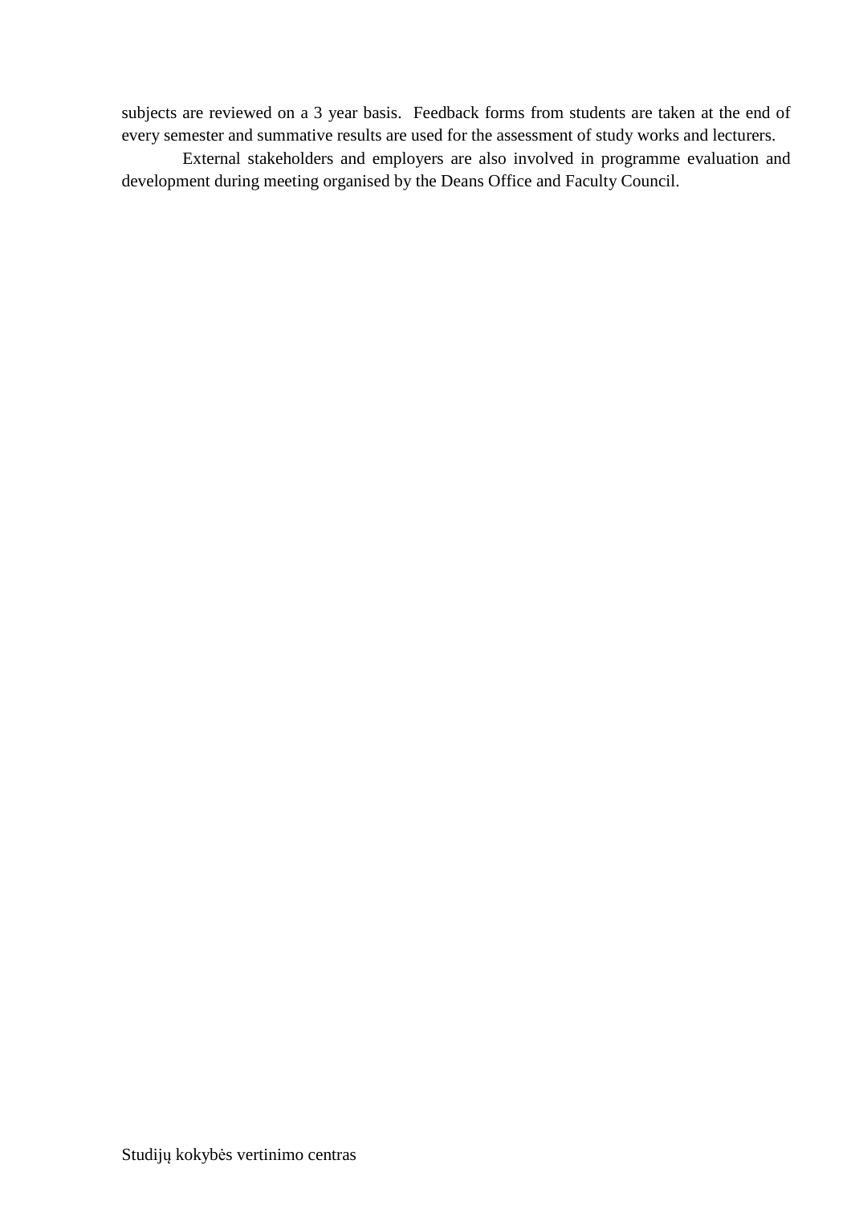subjects are reviewed on a 3 year basis.  Feedback forms from students are taken at the end of every semester and summative results are used for the assessment of study works and lecturers.

External stakeholders and employers are also involved in programme evaluation and development during meeting organised by the Deans Office and Faculty Council.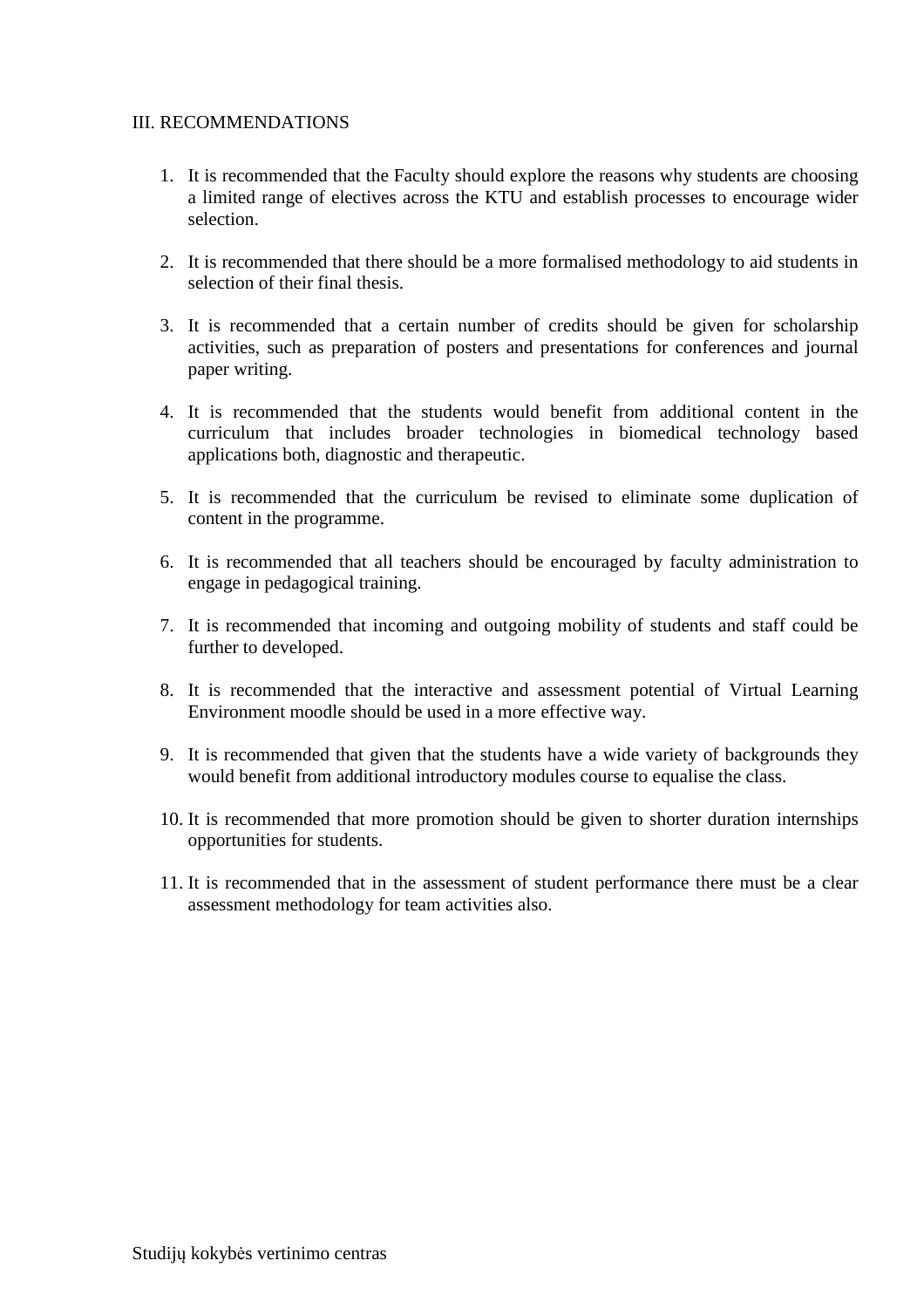## III. RECOMMENDATIONS

1. It is recommended that the Faculty should explore the reasons why students are choosing a limited range of electives across the KTU and establish processes to encourage wider selection.

2. It is recommended that there should be a more formalised methodology to aid students in selection of their final thesis.

3. It is recommended that a certain number of credits should be given for scholarship activities, such as preparation of posters and presentations for conferences and journal paper writing.

4. It is recommended that the students would benefit from additional content in the curriculum that includes broader technologies in biomedical technology based applications both, diagnostic and therapeutic.

5. It is recommended that the curriculum be revised to eliminate some duplication of content in the programme.

6. It is recommended that all teachers should be encouraged by faculty administration to engage in pedagogical training.

7. It is recommended that incoming and outgoing mobility of students and staff could be further to developed.

8. It is recommended that the interactive and assessment potential of Virtual Learning Environment moodle should be used in a more effective way.

9. It is recommended that given that the students have a wide variety of backgrounds they would benefit from additional introductory modules course to equalise the class.

10. It is recommended that more promotion should be given to shorter duration internships opportunities for students.

11. It is recommended that in the assessment of student performance there must be a clear assessment methodology for team activities also.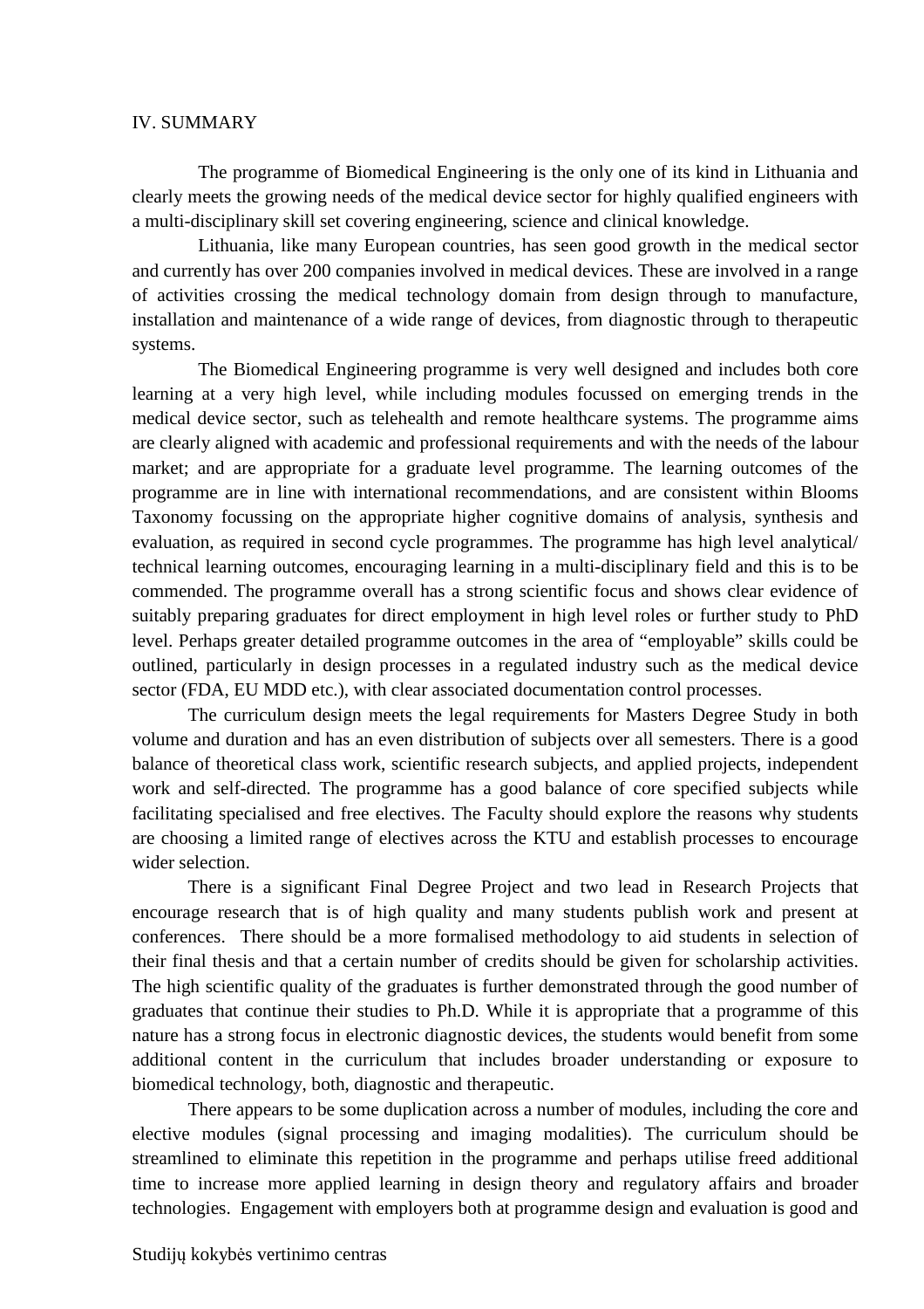# IV. SUMMARY

The programme of Biomedical Engineering is the only one of its kind in Lithuania and clearly meets the growing needs of the medical device sector for highly qualified engineers with a multi-disciplinary skill set covering engineering, science and clinical knowledge.

Lithuania, like many European countries, has seen good growth in the medical sector and currently has over 200 companies involved in medical devices. These are involved in a range of activities crossing the medical technology domain from design through to manufacture, installation and maintenance of a wide range of devices, from diagnostic through to therapeutic systems.

The Biomedical Engineering programme is very well designed and includes both core learning at a very high level, while including modules focussed on emerging trends in the medical device sector, such as telehealth and remote healthcare systems. The programme aims are clearly aligned with academic and professional requirements and with the needs of the labour market; and are appropriate for a graduate level programme. The learning outcomes of the programme are in line with international recommendations, and are consistent within Blooms Taxonomy focussing on the appropriate higher cognitive domains of analysis, synthesis and evaluation, as required in second cycle programmes. The programme has high level analytical/ technical learning outcomes, encouraging learning in a multi-disciplinary field and this is to be commended. The programme overall has a strong scientific focus and shows clear evidence of suitably preparing graduates for direct employment in high level roles or further study to PhD level. Perhaps greater detailed programme outcomes in the area of "employable" skills could be outlined, particularly in design processes in a regulated industry such as the medical device sector (FDA, EU MDD etc.), with clear associated documentation control processes.

The curriculum design meets the legal requirements for Masters Degree Study in both volume and duration and has an even distribution of subjects over all semesters. There is a good balance of theoretical class work, scientific research subjects, and applied projects, independent work and self-directed. The programme has a good balance of core specified subjects while facilitating specialised and free electives. The Faculty should explore the reasons why students are choosing a limited range of electives across the KTU and establish processes to encourage wider selection.

There is a significant Final Degree Project and two lead in Research Projects that encourage research that is of high quality and many students publish work and present at conferences. There should be a more formalised methodology to aid students in selection of their final thesis and that a certain number of credits should be given for scholarship activities. The high scientific quality of the graduates is further demonstrated through the good number of graduates that continue their studies to Ph.D. While it is appropriate that a programme of this nature has a strong focus in electronic diagnostic devices, the students would benefit from some additional content in the curriculum that includes broader understanding or exposure to biomedical technology, both, diagnostic and therapeutic.

There appears to be some duplication across a number of modules, including the core and elective modules (signal processing and imaging modalities). The curriculum should be streamlined to eliminate this repetition in the programme and perhaps utilise freed additional time to increase more applied learning in design theory and regulatory affairs and broader technologies. Engagement with employers both at programme design and evaluation is good and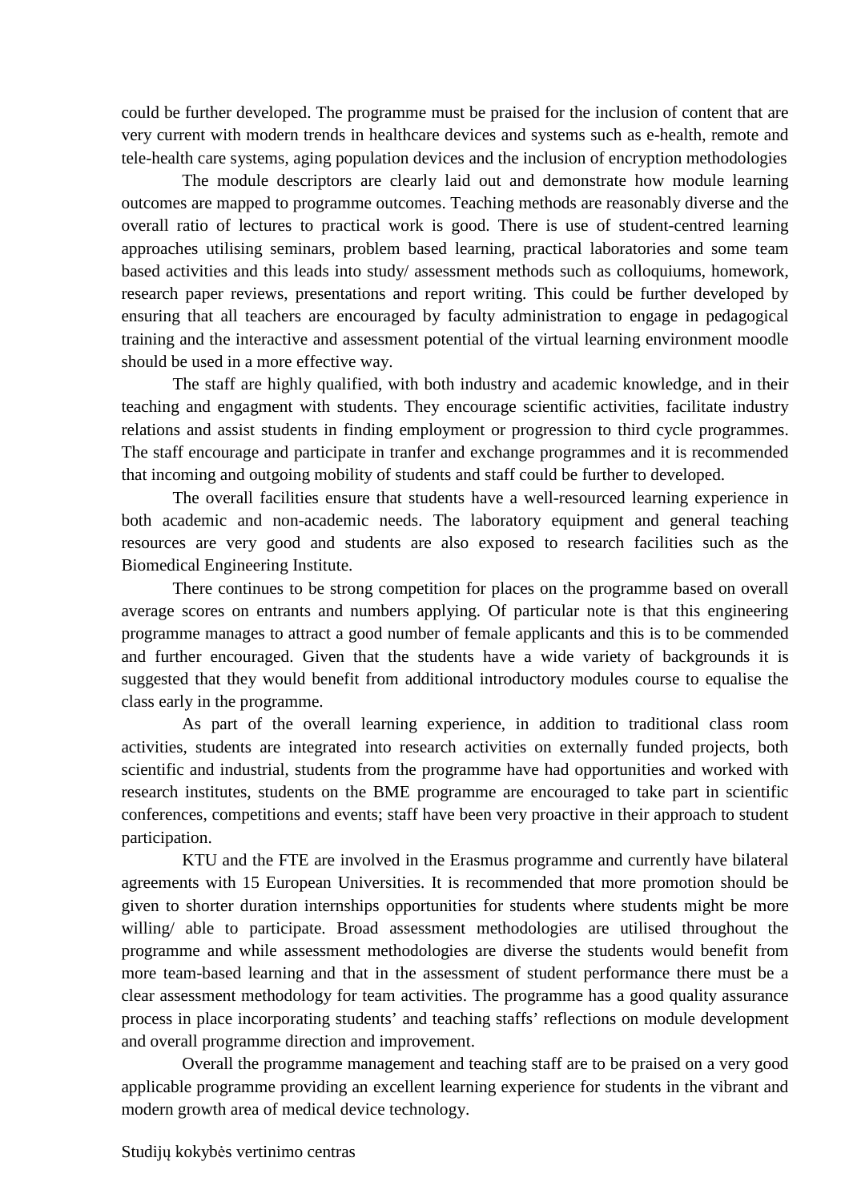could be further developed. The programme must be praised for the inclusion of content that are very current with modern trends in healthcare devices and systems such as e-health, remote and tele-health care systems, aging population devices and the inclusion of encryption methodologies

The module descriptors are clearly laid out and demonstrate how module learning outcomes are mapped to programme outcomes. Teaching methods are reasonably diverse and the overall ratio of lectures to practical work is good. There is use of student-centred learning approaches utilising seminars, problem based learning, practical laboratories and some team based activities and this leads into study/ assessment methods such as colloquiums, homework, research paper reviews, presentations and report writing. This could be further developed by ensuring that all teachers are encouraged by faculty administration to engage in pedagogical training and the interactive and assessment potential of the virtual learning environment moodle should be used in a more effective way.

The staff are highly qualified, with both industry and academic knowledge, and in their teaching and engagment with students. They encourage scientific activities, facilitate industry relations and assist students in finding employment or progression to third cycle programmes. The staff encourage and participate in tranfer and exchange programmes and it is recommended that incoming and outgoing mobility of students and staff could be further to developed.

The overall facilities ensure that students have a well-resourced learning experience in both academic and non-academic needs. The laboratory equipment and general teaching resources are very good and students are also exposed to research facilities such as the Biomedical Engineering Institute.

There continues to be strong competition for places on the programme based on overall average scores on entrants and numbers applying. Of particular note is that this engineering programme manages to attract a good number of female applicants and this is to be commended and further encouraged. Given that the students have a wide variety of backgrounds it is suggested that they would benefit from additional introductory modules course to equalise the class early in the programme.

As part of the overall learning experience, in addition to traditional class room activities, students are integrated into research activities on externally funded projects, both scientific and industrial, students from the programme have had opportunities and worked with research institutes, students on the BME programme are encouraged to take part in scientific conferences, competitions and events; staff have been very proactive in their approach to student participation.

KTU and the FTE are involved in the Erasmus programme and currently have bilateral agreements with 15 European Universities. It is recommended that more promotion should be given to shorter duration internships opportunities for students where students might be more willing/ able to participate. Broad assessment methodologies are utilised throughout the programme and while assessment methodologies are diverse the students would benefit from more team-based learning and that in the assessment of student performance there must be a clear assessment methodology for team activities. The programme has a good quality assurance process in place incorporating students' and teaching staffs' reflections on module development and overall programme direction and improvement.

Overall the programme management and teaching staff are to be praised on a very good applicable programme providing an excellent learning experience for students in the vibrant and modern growth area of medical device technology.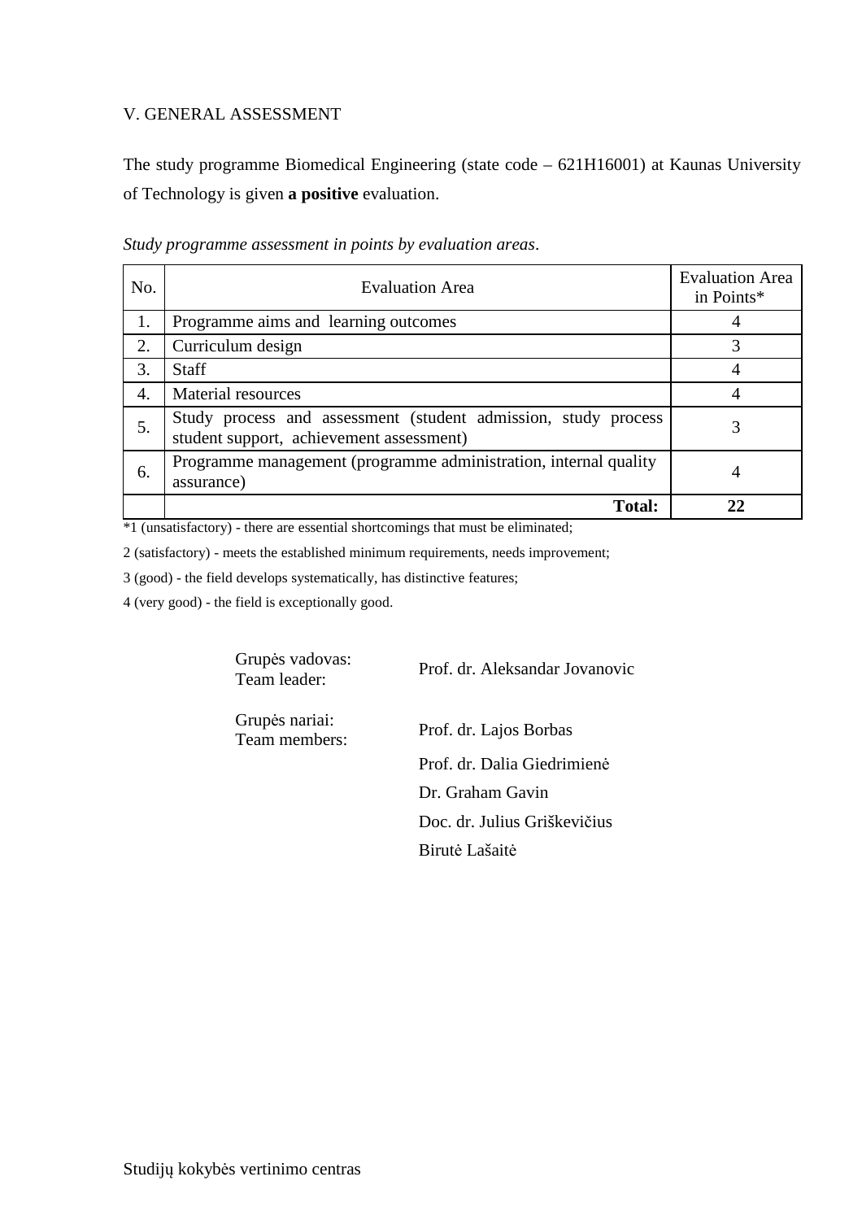## V. GENERAL ASSESSMENT

The study programme Biomedical Engineering (state code – 621H16001) at Kaunas University of Technology is given **a positive** evaluation.

*Study programme assessment in points by evaluation areas*.

| No. | Evaluation Area | Evaluation Area in Points* |
|---|---|---|
| 1. | Programme aims and learning outcomes | 4 |
| 2. | Curriculum design | 3 |
| 3. | Staff | 4 |
| 4. | Material resources | 4 |
| 5. | Study process and assessment (student admission, study process student support, achievement assessment) | 3 |
| 6. | Programme management (programme administration, internal quality assurance) | 4 |
| | **Total:** | **22** |

*1 (unsatisfactory) - there are essential shortcomings that must be eliminated;

2 (satisfactory) - meets the established minimum requirements, needs improvement;

3 (good) - the field develops systematically, has distinctive features;

4 (very good) - the field is exceptionally good.

Grupės vadovas:
Team leader: Prof. dr. Aleksandar Jovanovic

Grupės nariai:
Team members: Prof. dr. Lajos Borbas

Prof. dr. Dalia Giedrimienė

Dr. Graham Gavin

Doc. dr. Julius Griškevičius

Birutė Lašaitė

Studijų kokybės vertinimo centras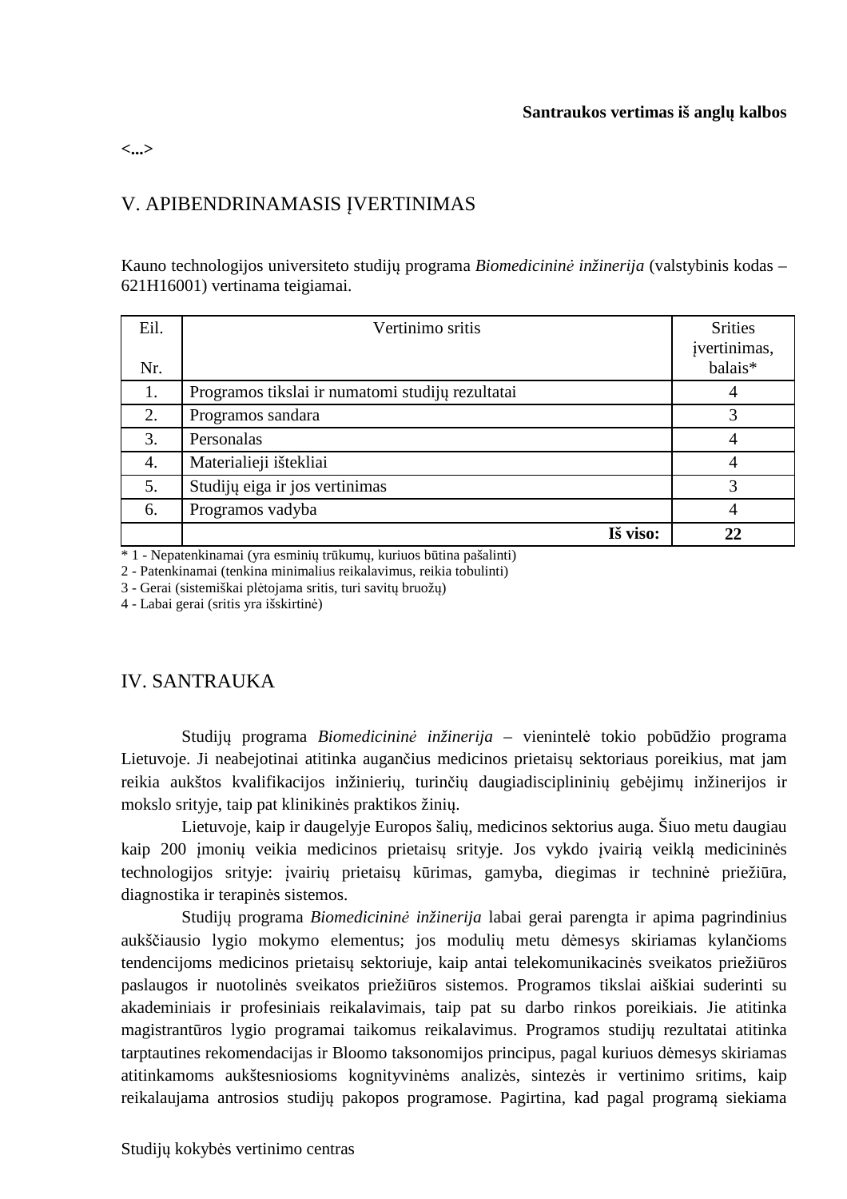**Santraukos vertimas iš anglų kalbos**

<...>

## V. APIBENDRINAMASIS ĮVERTINIMAS

Kauno technologijos universiteto studijų programa *Biomedicininė inžinerija* (valstybinis kodas – 621H16001) vertinama teigiamai.

| Eil. Nr. | Vertinimo sritis | Srities įvertinimas, balais* |
|---|---|---|
| 1. | Programos tikslai ir numatomi studijų rezultatai | 4 |
| 2. | Programos sandara | 3 |
| 3. | Personalas | 4 |
| 4. | Materialieji ištekliai | 4 |
| 5. | Studijų eiga ir jos vertinimas | 3 |
| 6. | Programos vadyba | 4 |
| | **Iš viso:** | **22** |

* 1 - Nepatenkinamai (yra esminių trūkumų, kuriuos būtina pašalinti)
2 - Patenkinamai (tenkina minimalius reikalavimus, reikia tobulinti)
3 - Gerai (sistemiškai plėtojama sritis, turi savitų bruožų)
4 - Labai gerai (sritis yra išskirtinė)

## IV. SANTRAUKA

Studijų programa *Biomedicininė inžinerija* – vienintelė tokio pobūdžio programa Lietuvoje. Ji neabejotinai atitinka augančius medicinos prietaisų sektoriaus poreikius, mat jam reikia aukštos kvalifikacijos inžinierių, turinčių daugiadisciplininių gebėjimų inžinerijos ir mokslo srityje, taip pat klinikinės praktikos žinių.

Lietuvoje, kaip ir daugelyje Europos šalių, medicinos sektorius auga. Šiuo metu daugiau kaip 200 įmonių veikia medicinos prietaisų srityje. Jos vykdo įvairią veiklą medicininės technologijos srityje: įvairių prietaisų kūrimas, gamyba, diegimas ir techninė priežiūra, diagnostika ir terapinės sistemos.

Studijų programa *Biomedicininė inžinerija* labai gerai parengta ir apima pagrindinius aukščiausio lygio mokymo elementus; jos modulių metu dėmesys skiriamas kylančioms tendencijoms medicinos prietaisų sektoriuje, kaip antai telekomunikacinės sveikatos priežiūros paslaugos ir nuotolinės sveikatos priežiūros sistemos. Programos tikslai aiškiai suderinti su akademiniais ir profesiniais reikalavimais, taip pat su darbo rinkos poreikiais. Jie atitinka magistrantūros lygio programai taikomus reikalavimus. Programos studijų rezultatai atitinka tarptautines rekomendacijas ir Bloomo taksonomijos principus, pagal kuriuos dėmesys skiriamas atitinkamoms aukštesniosioms kognityvinėms analizės, sintezės ir vertinimo sritims, kaip reikalaujama antrosios studijų pakopos programose. Pagirtina, kad pagal programą siekiama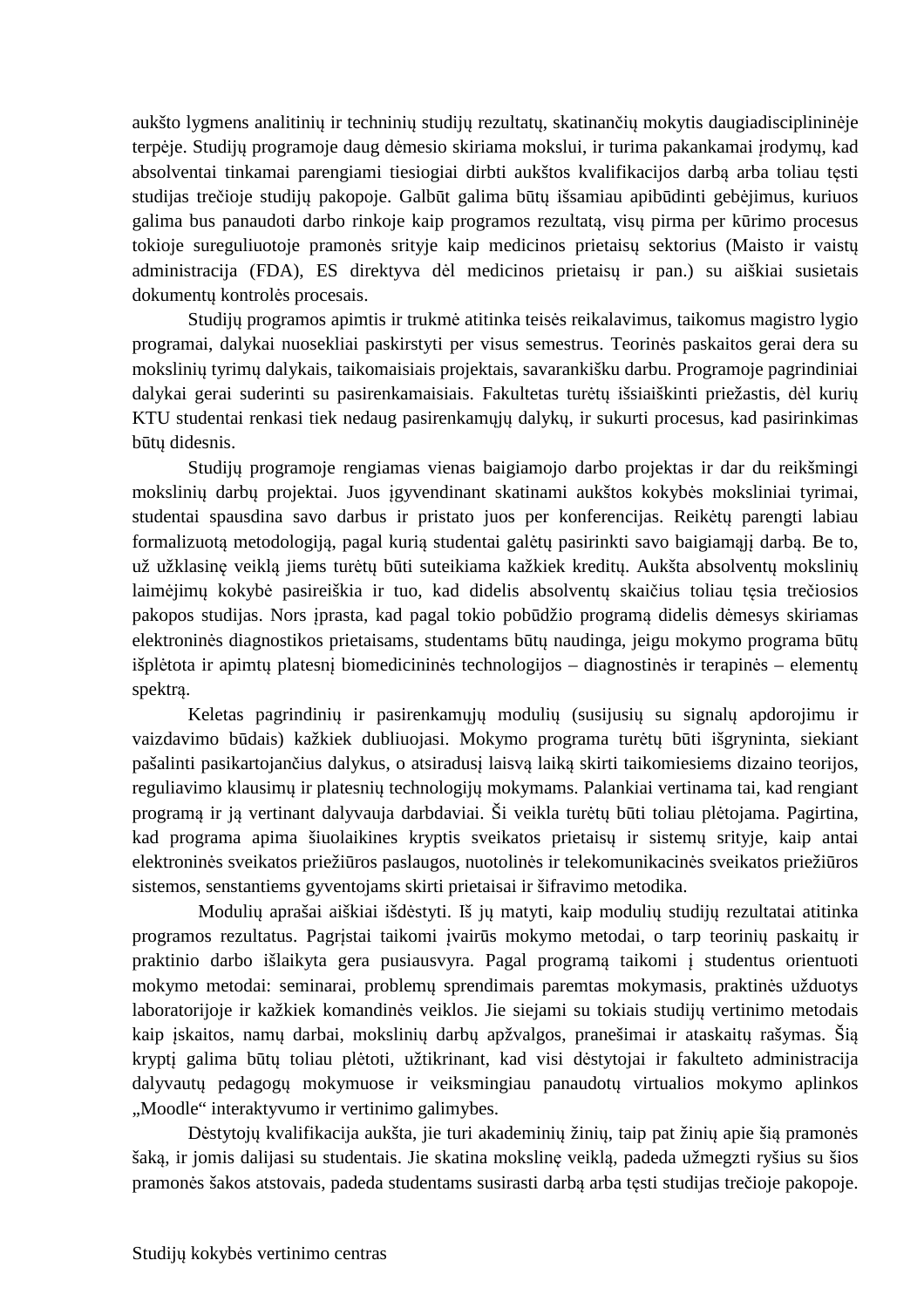aukšto lygmens analitinių ir techninių studijų rezultatų, skatinančių mokytis daugiadisciplininėje terpėje. Studijų programoje daug dėmesio skiriama mokslui, ir turima pakankamai įrodymų, kad absolventai tinkamai parengiami tiesiogiai dirbti aukštos kvalifikacijos darbą arba toliau tęsti studijas trečioje studijų pakopoje. Galbūt galima būtų išsamiau apibūdinti gebėjimus, kuriuos galima bus panaudoti darbo rinkoje kaip programos rezultatą, visų pirma per kūrimo procesus tokioje sureguliuotoje pramonės srityje kaip medicinos prietaisų sektorius (Maisto ir vaistų administracija (FDA), ES direktyva dėl medicinos prietaisų ir pan.) su aiškiai susietais dokumentų kontrolės procesais.

Studijų programos apimtis ir trukmė atitinka teisės reikalavimus, taikomus magistro lygio programai, dalykai nuosekliai paskirstyti per visus semestrus. Teorinės paskaitos gerai dera su mokslinių tyrimų dalykais, taikomaisiais projektais, savarankišku darbu. Programoje pagrindiniai dalykai gerai suderinti su pasirenkamaisiais. Fakultetas turėtų išsiaiškinti priežastis, dėl kurių KTU studentai renkasi tiek nedaug pasirenkamųjų dalykų, ir sukurti procesus, kad pasirinkimas būtų didesnis.

Studijų programoje rengiamas vienas baigiamojo darbo projektas ir dar du reikšmingi mokslinių darbų projektai. Juos įgyvendinant skatinami aukštos kokybės moksliniai tyrimai, studentai spausdina savo darbus ir pristato juos per konferencijas. Reikėtų parengti labiau formalizuotą metodologiją, pagal kurią studentai galėtų pasirinkti savo baigiamąjį darbą. Be to, už užklasinę veiklą jiems turėtų būti suteikiama kažkiek kreditų. Aukšta absolventų mokslinių laimėjimų kokybė pasireiškia ir tuo, kad didelis absolventų skaičius toliau tęsia trečiosios pakopos studijas. Nors įprasta, kad pagal tokio pobūdžio programą didelis dėmesys skiriamas elektroninės diagnostikos prietaisams, studentams būtų naudinga, jeigu mokymo programa būtų išplėtota ir apimtų platesnį biomedicininės technologijos – diagnostinės ir terapinės – elementų spektrą.

Keletas pagrindinių ir pasirenkamųjų modulių (susijusių su signalų apdorojimu ir vaizdavimo būdais) kažkiek dubliuojasi. Mokymo programa turėtų būti išgryninta, siekiant pašalinti pasikartojančius dalykus, o atsiradusį laisvą laiką skirti taikomiesiems dizaino teorijos, reguliavimo klausimų ir platesnių technologijų mokymams. Palankiai vertinama tai, kad rengiant programą ir ją vertinant dalyvauja darbdaviai. Ši veikla turėtų būti toliau plėtojama. Pagirtina, kad programa apima šiuolaikines kryptis sveikatos prietaisų ir sistemų srityje, kaip antai elektroninės sveikatos priežiūros paslaugos, nuotolinės ir telekomunikacinės sveikatos priežiūros sistemos, senstantiems gyventojams skirti prietaisai ir šifravimo metodika.

Modulių aprašai aiškiai išdėstyti. Iš jų matyti, kaip modulių studijų rezultatai atitinka programos rezultatus. Pagrįstai taikomi įvairūs mokymo metodai, o tarp teorinių paskaitų ir praktinio darbo išlaikyta gera pusiausvyra. Pagal programą taikomi į studentus orientuoti mokymo metodai: seminarai, problemų sprendimais paremtas mokymasis, praktinės užduotys laboratorijoje ir kažkiek komandinės veiklos. Jie siejami su tokiais studijų vertinimo metodais kaip įskaitos, namų darbai, mokslinių darbų apžvalgos, pranešimai ir ataskaitų rašymas. Šią kryptį galima būtų toliau plėtoti, užtikrinant, kad visi dėstytojai ir fakulteto administracija dalyvautų pedagogų mokymuose ir veiksmingiau panaudotų virtualios mokymo aplinkos „Moodle“ interaktyvumo ir vertinimo galimybes.

Dėstytojų kvalifikacija aukšta, jie turi akademinių žinių, taip pat žinių apie šią pramonės šaką, ir jomis dalijasi su studentais. Jie skatina mokslinę veiklą, padeda užmegzti ryšius su šios pramonės šakos atstovais, padeda studentams susirasti darbą arba tęsti studijas trečioje pakopoje.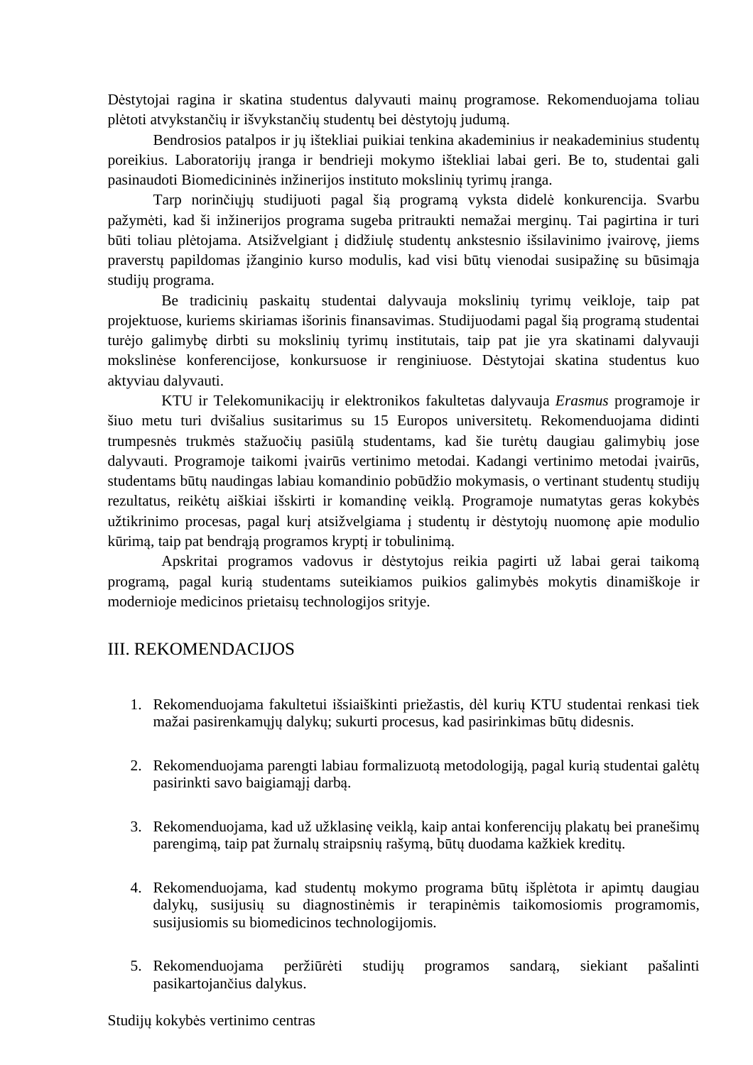Dėstytojai ragina ir skatina studentus dalyvauti mainų programose. Rekomenduojama toliau plėtoti atvykstančių ir išvykstančių studentų bei dėstytojų judumą.

Bendrosios patalpos ir jų ištekliai puikiai tenkina akademinius ir neakademinius studentų poreikius. Laboratorijų įranga ir bendrieji mokymo ištekliai labai geri. Be to, studentai gali pasinaudoti Biomedicininės inžinerijos instituto mokslinių tyrimų įranga.

Tarp norinčiųjų studijuoti pagal šią programą vyksta didelė konkurencija. Svarbu pažymėti, kad ši inžinerijos programa sugeba pritraukti nemažai merginų. Tai pagirtina ir turi būti toliau plėtojama. Atsižvelgiant į didžiulę studentų ankstesnio išsilavinimo įvairovę, jiems praverstų papildomas įžanginio kurso modulis, kad visi būtų vienodai susipažinę su būsimąja studijų programa.

Be tradicinių paskaitų studentai dalyvauja mokslinių tyrimų veikloje, taip pat projektuose, kuriems skiriamas išorinis finansavimas. Studijuodami pagal šią programą studentai turėjo galimybę dirbti su mokslinių tyrimų institutais, taip pat jie yra skatinami dalyvauji mokslinėse konferencijose, konkursuose ir renginiuose. Dėstytojai skatina studentus kuo aktyviau dalyvauti.

KTU ir Telekomunikacijų ir elektronikos fakultetas dalyvauja *Erasmus* programoje ir šiuo metu turi dvišalius susitarimus su 15 Europos universitetų. Rekomenduojama didinti trumpesnės trukmės stažuočių pasiūlą studentams, kad šie turėtų daugiau galimybių jose dalyvauti. Programoje taikomi įvairūs vertinimo metodai. Kadangi vertinimo metodai įvairūs, studentams būtų naudingas labiau komandinio pobūdžio mokymasis, o vertinant studentų studijų rezultatus, reikėtų aiškiai išskirti ir komandinę veiklą. Programoje numatytas geras kokybės užtikrinimo procesas, pagal kurį atsižvelgiama į studentų ir dėstytojų nuomonę apie modulio kūrimą, taip pat bendrąją programos kryptį ir tobulinimą.

Apskritai programos vadovus ir dėstytojus reikia pagirti už labai gerai taikomą programą, pagal kurią studentams suteikiamos puikios galimybės mokytis dinamiškoje ir modernioje medicinos prietaisų technologijos srityje.

## III. REKOMENDACIJOS

1. Rekomenduojama fakultetui išsiaiškinti priežastis, dėl kurių KTU studentai renkasi tiek mažai pasirenkamųjų dalykų; sukurti procesus, kad pasirinkimas būtų didesnis.

2. Rekomenduojama parengti labiau formalizuotą metodologiją, pagal kurią studentai galėtų pasirinkti savo baigiamąjį darbą.

3. Rekomenduojama, kad už užklasinę veiklą, kaip antai konferencijų plakatų bei pranešimų parengimą, taip pat žurnalų straipsnių rašymą, būtų duodama kažkiek kreditų.

4. Rekomenduojama, kad studentų mokymo programa būtų išplėtota ir apimtų daugiau dalykų, susijusių su diagnostinėmis ir terapinėmis taikomosiomis programomis, susijusiomis su biomedicinos technologijomis.

5. Rekomenduojama peržiūrėti studijų programos sandarą, siekiant pašalinti pasikartojančius dalykus.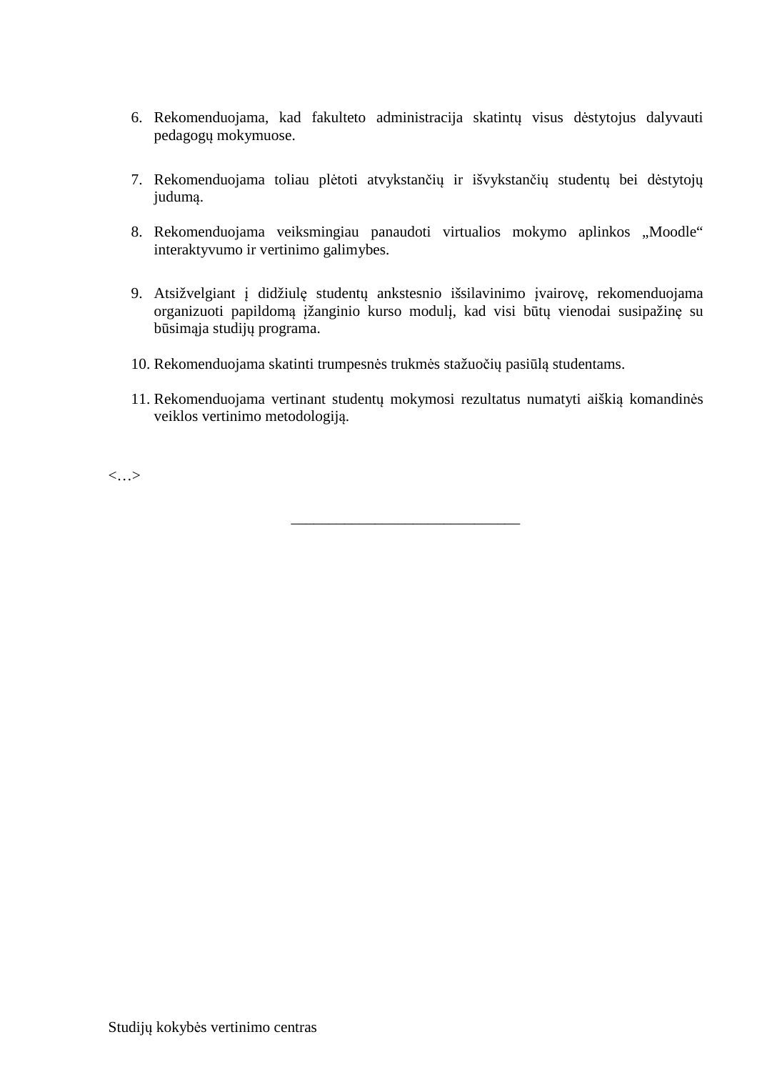6. Rekomenduojama, kad fakulteto administracija skatintų visus dėstytojus dalyvauti pedagogų mokymuose.

7. Rekomenduojama toliau plėtoti atvykstančių ir išvykstančių studentų bei dėstytojų judumą.

8. Rekomenduojama veiksmingiau panaudoti virtualios mokymo aplinkos „Moodle“ interaktyvumo ir vertinimo galimybes.

9. Atsižvelgiant į didžiulę studentų ankstesnio išsilavinimo įvairovę, rekomenduojama organizuoti papildomą įžanginio kurso modulį, kad visi būtų vienodai susipažinę su būsimąja studijų programa.

10. Rekomenduojama skatinti trumpesnės trukmės stažuočių pasiūlą studentams.

11. Rekomenduojama vertinant studentų mokymosi rezultatus numatyti aiškią komandinės veiklos vertinimo metodologiją.

<…>

______________________________

Studijų kokybės vertinimo centras